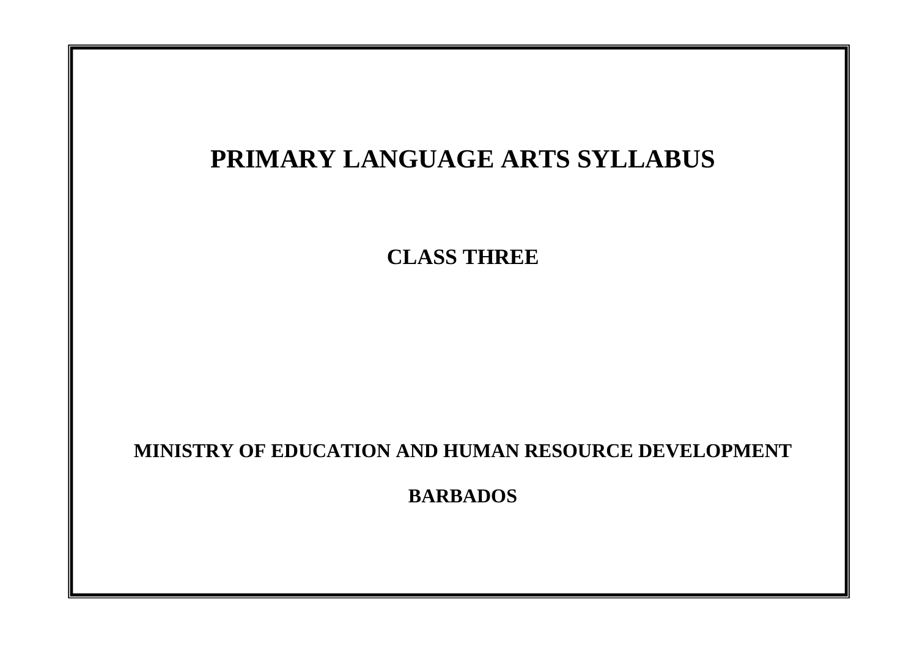# PRIMARY LANGUAGE ARTS SYLLABUS

## CLASS THREE

**MINISTRY OF EDUCATION AND HUMAN RESOURCE DEVELOPMENT**

**BARBADOS**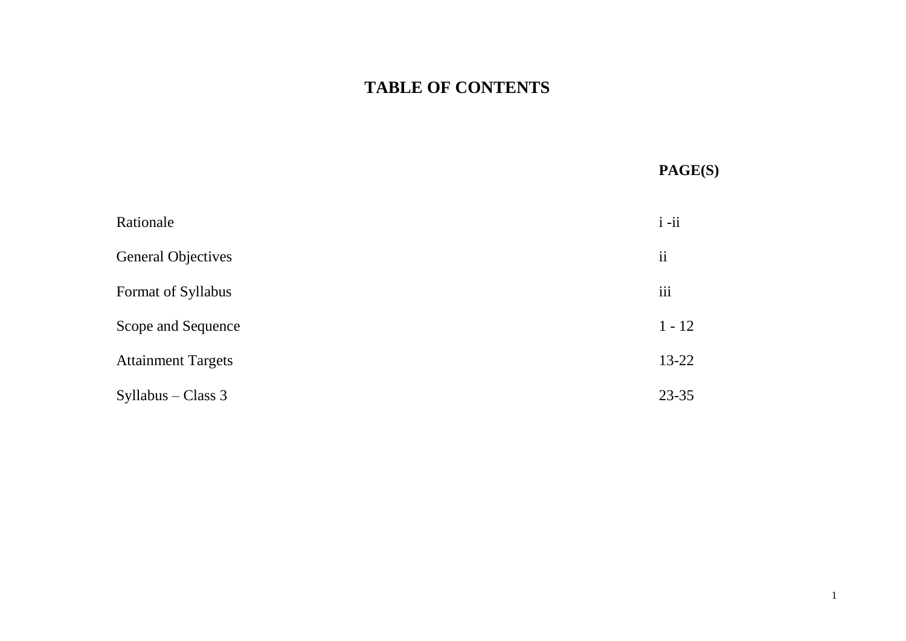# TABLE OF CONTENTS

| | PAGE(S) |
|---|---|
| Rationale | i -ii |
| General Objectives | ii |
| Format of Syllabus | iii |
| Scope and Sequence | 1 - 12 |
| Attainment Targets | 13-22 |
| Syllabus – Class 3 | 23-35 |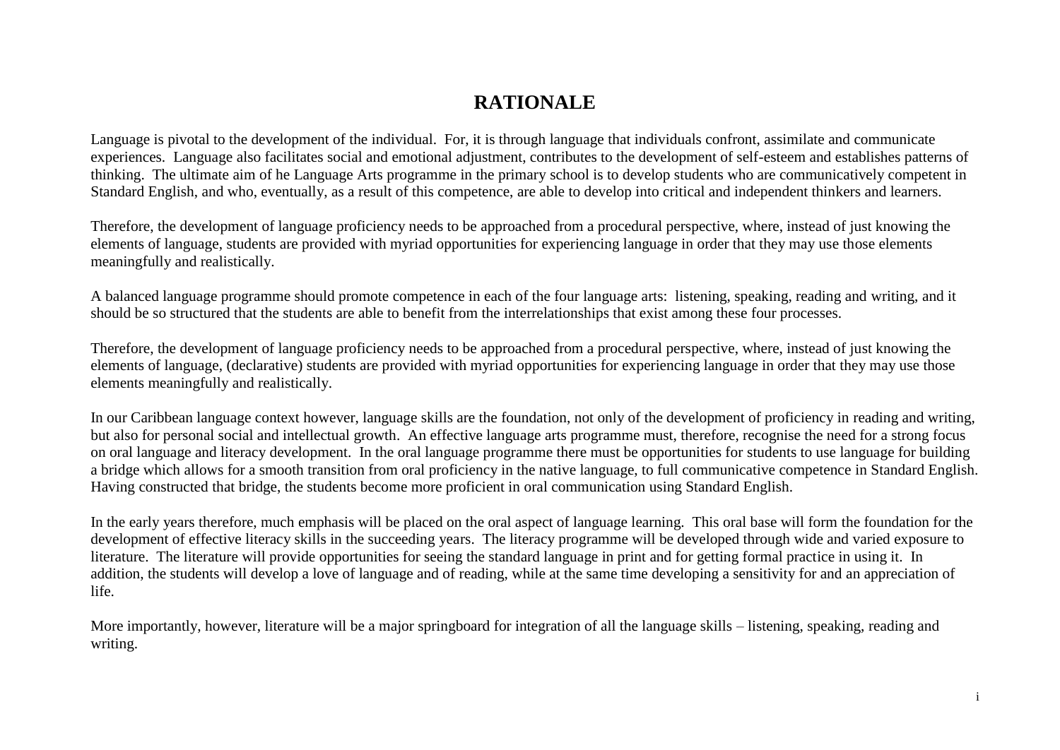# RATIONALE

Language is pivotal to the development of the individual. For, it is through language that individuals confront, assimilate and communicate experiences. Language also facilitates social and emotional adjustment, contributes to the development of self-esteem and establishes patterns of thinking. The ultimate aim of he Language Arts programme in the primary school is to develop students who are communicatively competent in Standard English, and who, eventually, as a result of this competence, are able to develop into critical and independent thinkers and learners.

Therefore, the development of language proficiency needs to be approached from a procedural perspective, where, instead of just knowing the elements of language, students are provided with myriad opportunities for experiencing language in order that they may use those elements meaningfully and realistically.

A balanced language programme should promote competence in each of the four language arts: listening, speaking, reading and writing, and it should be so structured that the students are able to benefit from the interrelationships that exist among these four processes.

Therefore, the development of language proficiency needs to be approached from a procedural perspective, where, instead of just knowing the elements of language, (declarative) students are provided with myriad opportunities for experiencing language in order that they may use those elements meaningfully and realistically.

In our Caribbean language context however, language skills are the foundation, not only of the development of proficiency in reading and writing, but also for personal social and intellectual growth. An effective language arts programme must, therefore, recognise the need for a strong focus on oral language and literacy development. In the oral language programme there must be opportunities for students to use language for building a bridge which allows for a smooth transition from oral proficiency in the native language, to full communicative competence in Standard English. Having constructed that bridge, the students become more proficient in oral communication using Standard English.

In the early years therefore, much emphasis will be placed on the oral aspect of language learning. This oral base will form the foundation for the development of effective literacy skills in the succeeding years. The literacy programme will be developed through wide and varied exposure to literature. The literature will provide opportunities for seeing the standard language in print and for getting formal practice in using it. In addition, the students will develop a love of language and of reading, while at the same time developing a sensitivity for and an appreciation of life.

More importantly, however, literature will be a major springboard for integration of all the language skills – listening, speaking, reading and writing.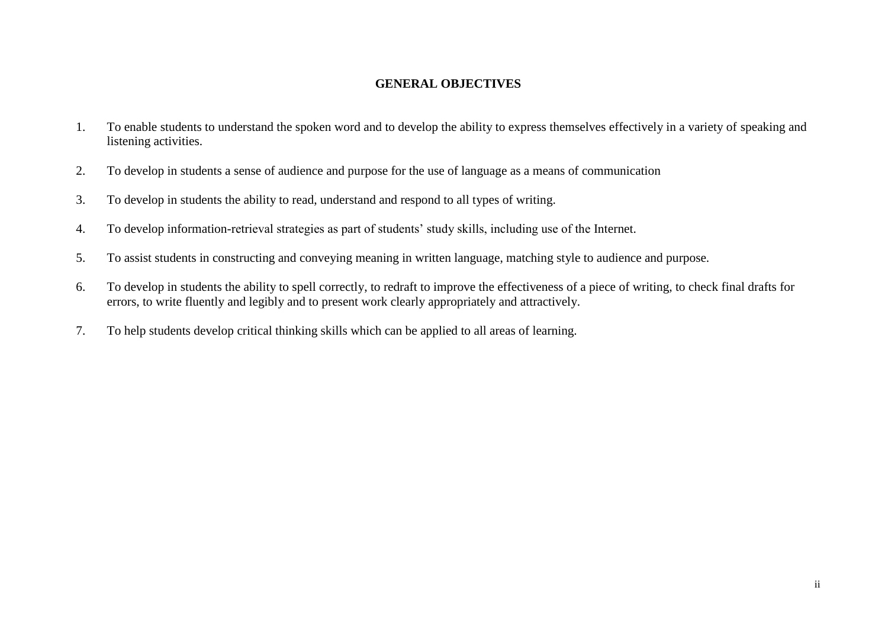## GENERAL OBJECTIVES

1. To enable students to understand the spoken word and to develop the ability to express themselves effectively in a variety of speaking and listening activities.

2. To develop in students a sense of audience and purpose for the use of language as a means of communication

3. To develop in students the ability to read, understand and respond to all types of writing.

4. To develop information-retrieval strategies as part of students' study skills, including use of the Internet.

5. To assist students in constructing and conveying meaning in written language, matching style to audience and purpose.

6. To develop in students the ability to spell correctly, to redraft to improve the effectiveness of a piece of writing, to check final drafts for errors, to write fluently and legibly and to present work clearly appropriately and attractively.

7. To help students develop critical thinking skills which can be applied to all areas of learning.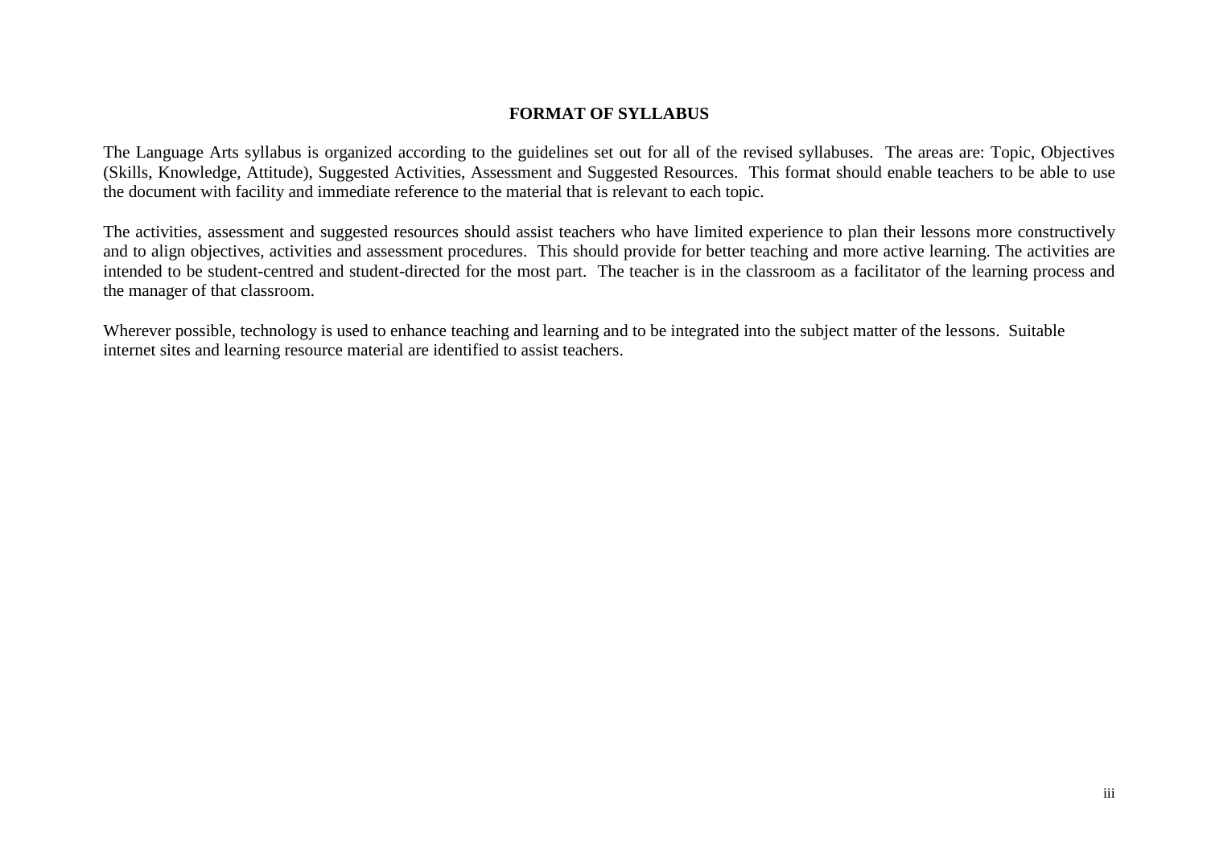## FORMAT OF SYLLABUS

The Language Arts syllabus is organized according to the guidelines set out for all of the revised syllabuses. The areas are: Topic, Objectives (Skills, Knowledge, Attitude), Suggested Activities, Assessment and Suggested Resources. This format should enable teachers to be able to use the document with facility and immediate reference to the material that is relevant to each topic.

The activities, assessment and suggested resources should assist teachers who have limited experience to plan their lessons more constructively and to align objectives, activities and assessment procedures. This should provide for better teaching and more active learning. The activities are intended to be student-centred and student-directed for the most part. The teacher is in the classroom as a facilitator of the learning process and the manager of that classroom.

Wherever possible, technology is used to enhance teaching and learning and to be integrated into the subject matter of the lessons. Suitable internet sites and learning resource material are identified to assist teachers.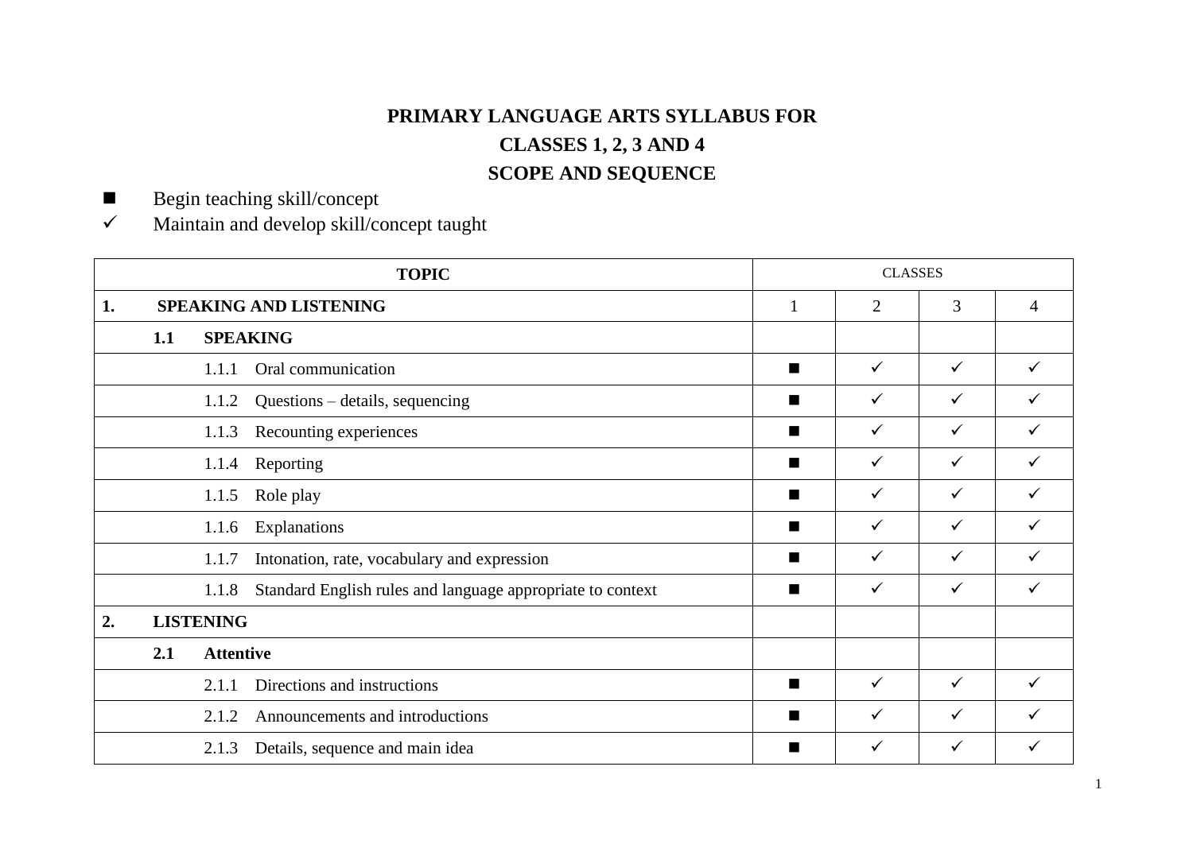**PRIMARY LANGUAGE ARTS SYLLABUS FOR**

**CLASSES 1, 2, 3 AND 4**

**SCOPE AND SEQUENCE**

■ Begin teaching skill/concept

✓ Maintain and develop skill/concept taught

| TOPIC | CLASSES | | | |
|---|---|---|---|---|
| **1. SPEAKING AND LISTENING** | 1 | 2 | 3 | 4 |
| **1.1 SPEAKING** | | | | |
| 1.1.1 Oral communication | ■ | ✓ | ✓ | ✓ |
| 1.1.2 Questions – details, sequencing | ■ | ✓ | ✓ | ✓ |
| 1.1.3 Recounting experiences | ■ | ✓ | ✓ | ✓ |
| 1.1.4 Reporting | ■ | ✓ | ✓ | ✓ |
| 1.1.5 Role play | ■ | ✓ | ✓ | ✓ |
| 1.1.6 Explanations | ■ | ✓ | ✓ | ✓ |
| 1.1.7 Intonation, rate, vocabulary and expression | ■ | ✓ | ✓ | ✓ |
| 1.1.8 Standard English rules and language appropriate to context | ■ | ✓ | ✓ | ✓ |
| **2. LISTENING** | | | | |
| **2.1 Attentive** | | | | |
| 2.1.1 Directions and instructions | ■ | ✓ | ✓ | ✓ |
| 2.1.2 Announcements and introductions | ■ | ✓ | ✓ | ✓ |
| 2.1.3 Details, sequence and main idea | ■ | ✓ | ✓ | ✓ |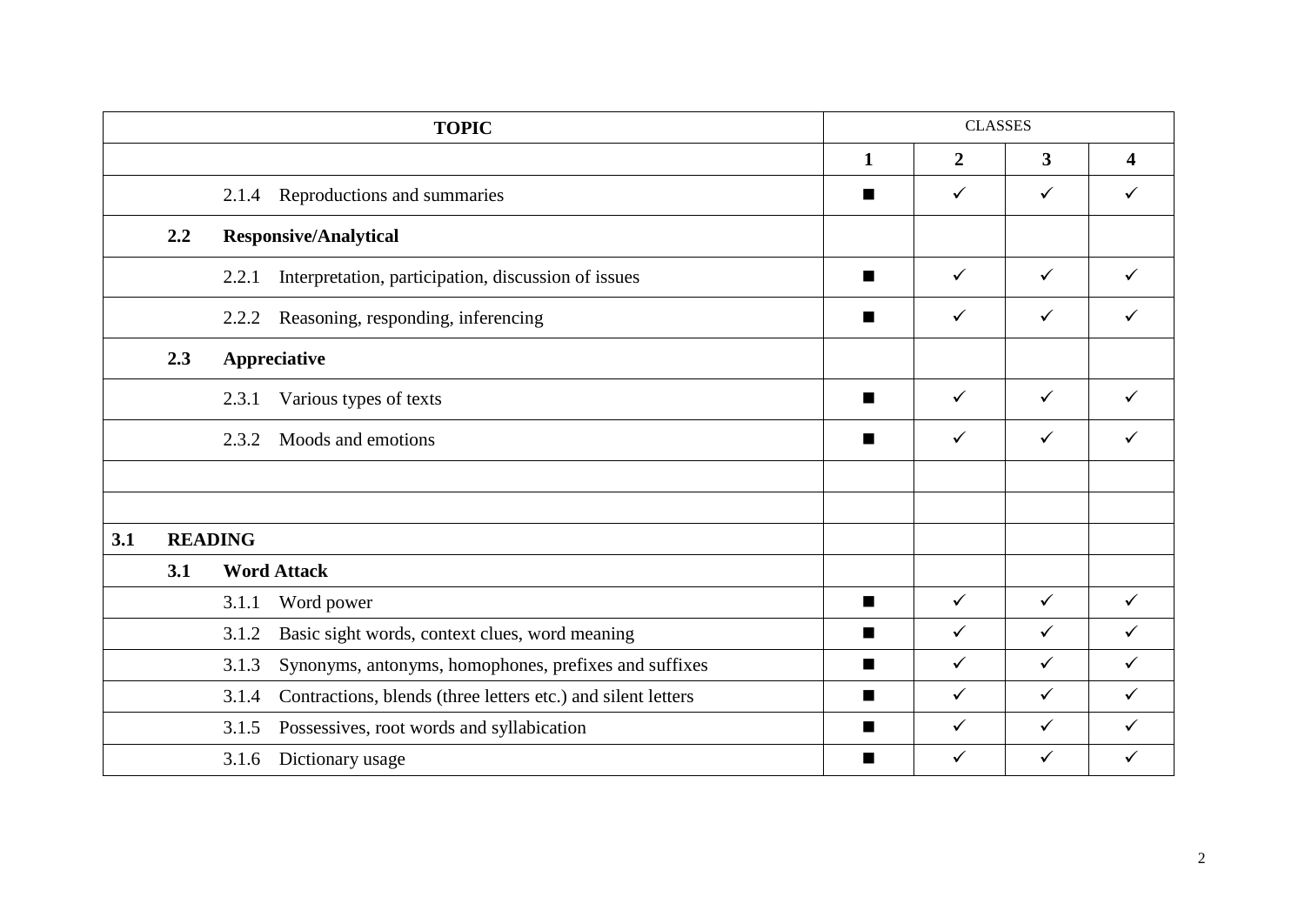| TOPIC | CLASSES | | | |
|---|---|---|---|---|
| | 1 | 2 | 3 | 4 |
| 2.1.4 Reproductions and summaries | ■ | ✓ | ✓ | ✓ |
| **2.2 Responsive/Analytical** | | | | |
| 2.2.1 Interpretation, participation, discussion of issues | ■ | ✓ | ✓ | ✓ |
| 2.2.2 Reasoning, responding, inferencing | ■ | ✓ | ✓ | ✓ |
| **2.3 Appreciative** | | | | |
| 2.3.1 Various types of texts | ■ | ✓ | ✓ | ✓ |
| 2.3.2 Moods and emotions | ■ | ✓ | ✓ | ✓ |
| | | | | |
| | | | | |
| **3.1 READING** | | | | |
| **3.1 Word Attack** | | | | |
| 3.1.1 Word power | ■ | ✓ | ✓ | ✓ |
| 3.1.2 Basic sight words, context clues, word meaning | ■ | ✓ | ✓ | ✓ |
| 3.1.3 Synonyms, antonyms, homophones, prefixes and suffixes | ■ | ✓ | ✓ | ✓ |
| 3.1.4 Contractions, blends (three letters etc.) and silent letters | ■ | ✓ | ✓ | ✓ |
| 3.1.5 Possessives, root words and syllabication | ■ | ✓ | ✓ | ✓ |
| 3.1.6 Dictionary usage | ■ | ✓ | ✓ | ✓ |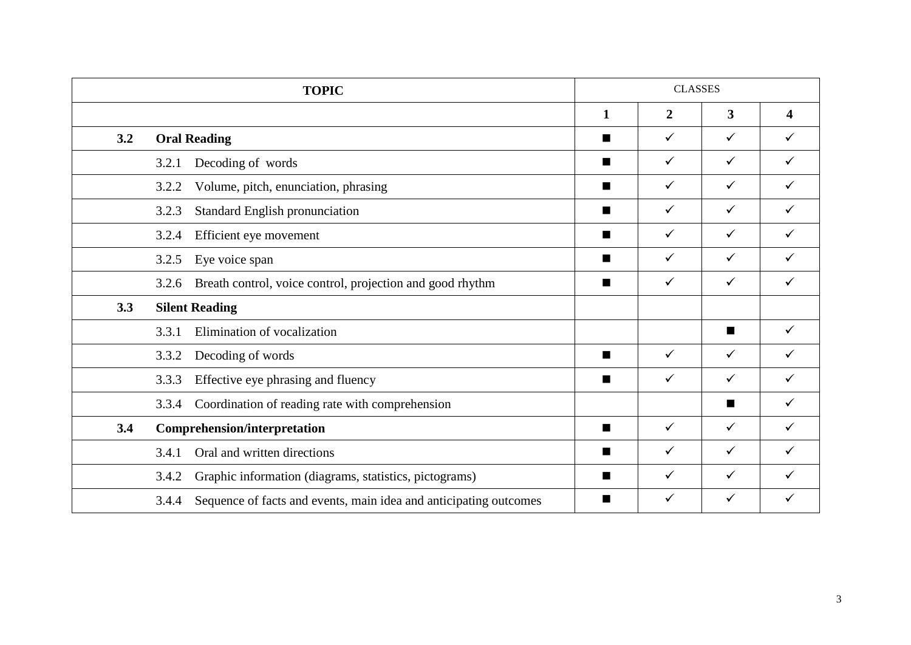| TOPIC | CLASSES | | | |
|---|---|---|---|---|
| | **1** | **2** | **3** | **4** |
| **3.2 Oral Reading** | ■ | ✓ | ✓ | ✓ |
| 3.2.1 Decoding of words | ■ | ✓ | ✓ | ✓ |
| 3.2.2 Volume, pitch, enunciation, phrasing | ■ | ✓ | ✓ | ✓ |
| 3.2.3 Standard English pronunciation | ■ | ✓ | ✓ | ✓ |
| 3.2.4 Efficient eye movement | ■ | ✓ | ✓ | ✓ |
| 3.2.5 Eye voice span | ■ | ✓ | ✓ | ✓ |
| 3.2.6 Breath control, voice control, projection and good rhythm | ■ | ✓ | ✓ | ✓ |
| **3.3 Silent Reading** | | | | |
| 3.3.1 Elimination of vocalization | | | ■ | ✓ |
| 3.3.2 Decoding of words | ■ | ✓ | ✓ | ✓ |
| 3.3.3 Effective eye phrasing and fluency | ■ | ✓ | ✓ | ✓ |
| 3.3.4 Coordination of reading rate with comprehension | | | ■ | ✓ |
| **3.4 Comprehension/interpretation** | ■ | ✓ | ✓ | ✓ |
| 3.4.1 Oral and written directions | ■ | ✓ | ✓ | ✓ |
| 3.4.2 Graphic information (diagrams, statistics, pictograms) | ■ | ✓ | ✓ | ✓ |
| 3.4.4 Sequence of facts and events, main idea and anticipating outcomes | ■ | ✓ | ✓ | ✓ |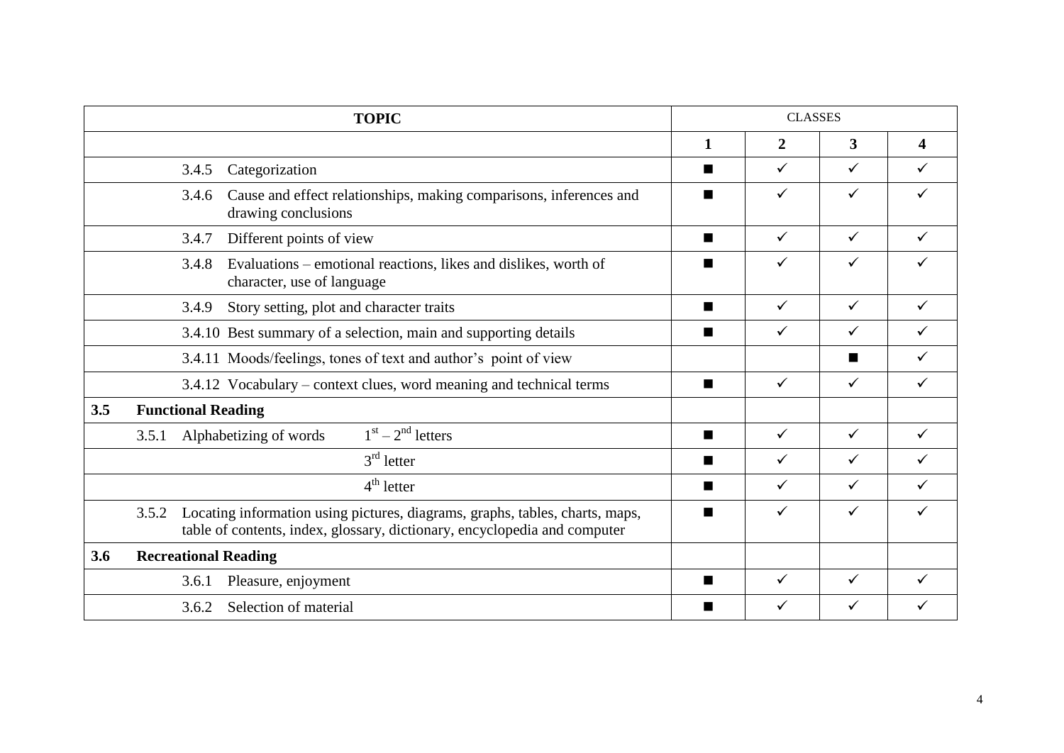| TOPIC | | CLASSES | | | |
|---|---|---|---|---|---|
| | | 1 | 2 | 3 | 4 |
| | 3.4.5 Categorization | ■ | ✓ | ✓ | ✓ |
| | 3.4.6 Cause and effect relationships, making comparisons, inferences and drawing conclusions | ■ | ✓ | ✓ | ✓ |
| | 3.4.7 Different points of view | ■ | ✓ | ✓ | ✓ |
| | 3.4.8 Evaluations – emotional reactions, likes and dislikes, worth of character, use of language | ■ | ✓ | ✓ | ✓ |
| | 3.4.9 Story setting, plot and character traits | ■ | ✓ | ✓ | ✓ |
| | 3.4.10 Best summary of a selection, main and supporting details | ■ | ✓ | ✓ | ✓ |
| | 3.4.11 Moods/feelings, tones of text and author's point of view | | | ■ | ✓ |
| | 3.4.12 Vocabulary – context clues, word meaning and technical terms | ■ | ✓ | ✓ | ✓ |
| **3.5** | **Functional Reading** | | | | |
| | 3.5.1 Alphabetizing of words 1st – 2nd letters | ■ | ✓ | ✓ | ✓ |
| | 3rd letter | ■ | ✓ | ✓ | ✓ |
| | 4th letter | ■ | ✓ | ✓ | ✓ |
| | 3.5.2 Locating information using pictures, diagrams, graphs, tables, charts, maps, table of contents, index, glossary, dictionary, encyclopedia and computer | ■ | ✓ | ✓ | ✓ |
| **3.6** | **Recreational Reading** | | | | |
| | 3.6.1 Pleasure, enjoyment | ■ | ✓ | ✓ | ✓ |
| | 3.6.2 Selection of material | ■ | ✓ | ✓ | ✓ |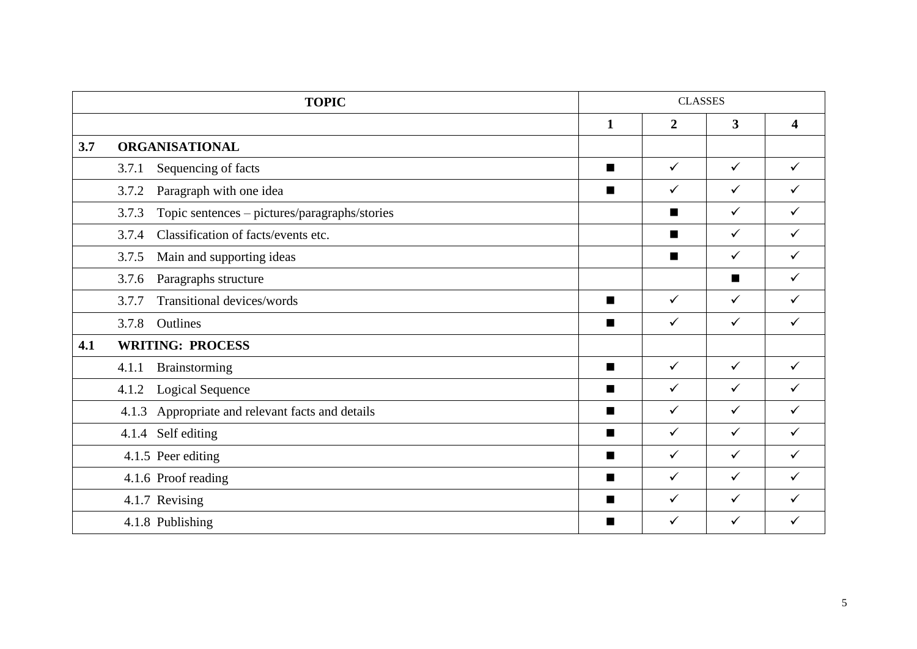| TOPIC | | CLASSES | | | |
|---|---|---|---|---|---|
| | | 1 | 2 | 3 | 4 |
| **3.7** | **ORGANISATIONAL** | | | | |
| | 3.7.1 Sequencing of facts | ■ | ✓ | ✓ | ✓ |
| | 3.7.2 Paragraph with one idea | ■ | ✓ | ✓ | ✓ |
| | 3.7.3 Topic sentences – pictures/paragraphs/stories | | ■ | ✓ | ✓ |
| | 3.7.4 Classification of facts/events etc. | | ■ | ✓ | ✓ |
| | 3.7.5 Main and supporting ideas | | ■ | ✓ | ✓ |
| | 3.7.6 Paragraphs structure | | | ■ | ✓ |
| | 3.7.7 Transitional devices/words | ■ | ✓ | ✓ | ✓ |
| | 3.7.8 Outlines | ■ | ✓ | ✓ | ✓ |
| **4.1** | **WRITING: PROCESS** | | | | |
| | 4.1.1 Brainstorming | ■ | ✓ | ✓ | ✓ |
| | 4.1.2 Logical Sequence | ■ | ✓ | ✓ | ✓ |
| | 4.1.3 Appropriate and relevant facts and details | ■ | ✓ | ✓ | ✓ |
| | 4.1.4 Self editing | ■ | ✓ | ✓ | ✓ |
| | 4.1.5 Peer editing | ■ | ✓ | ✓ | ✓ |
| | 4.1.6 Proof reading | ■ | ✓ | ✓ | ✓ |
| | 4.1.7 Revising | ■ | ✓ | ✓ | ✓ |
| | 4.1.8 Publishing | ■ | ✓ | ✓ | ✓ |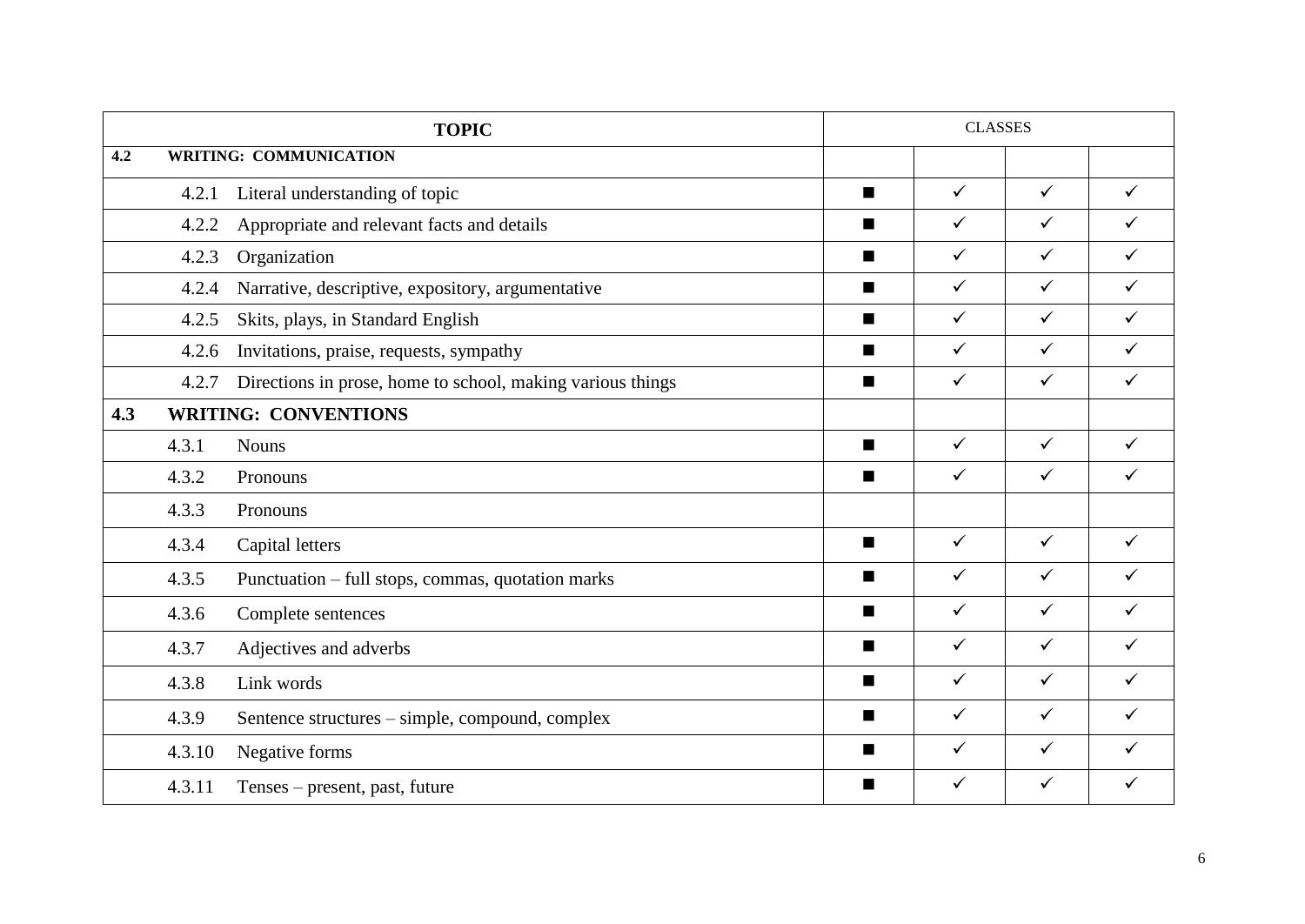| TOPIC | | CLASSES | | | |
|---|---|---|---|---|---|
| **4.2** | **WRITING: COMMUNICATION** | | | | |
| 4.2.1 | Literal understanding of topic | ■ | ✓ | ✓ | ✓ |
| 4.2.2 | Appropriate and relevant facts and details | ■ | ✓ | ✓ | ✓ |
| 4.2.3 | Organization | ■ | ✓ | ✓ | ✓ |
| 4.2.4 | Narrative, descriptive, expository, argumentative | ■ | ✓ | ✓ | ✓ |
| 4.2.5 | Skits, plays, in Standard English | ■ | ✓ | ✓ | ✓ |
| 4.2.6 | Invitations, praise, requests, sympathy | ■ | ✓ | ✓ | ✓ |
| 4.2.7 | Directions in prose, home to school, making various things | ■ | ✓ | ✓ | ✓ |
| **4.3** | **WRITING: CONVENTIONS** | | | | |
| 4.3.1 | Nouns | ■ | ✓ | ✓ | ✓ |
| 4.3.2 | Pronouns | ■ | ✓ | ✓ | ✓ |
| 4.3.3 | Pronouns | | | | |
| 4.3.4 | Capital letters | ■ | ✓ | ✓ | ✓ |
| 4.3.5 | Punctuation – full stops, commas, quotation marks | ■ | ✓ | ✓ | ✓ |
| 4.3.6 | Complete sentences | ■ | ✓ | ✓ | ✓ |
| 4.3.7 | Adjectives and adverbs | ■ | ✓ | ✓ | ✓ |
| 4.3.8 | Link words | ■ | ✓ | ✓ | ✓ |
| 4.3.9 | Sentence structures – simple, compound, complex | ■ | ✓ | ✓ | ✓ |
| 4.3.10 | Negative forms | ■ | ✓ | ✓ | ✓ |
| 4.3.11 | Tenses – present, past, future | ■ | ✓ | ✓ | ✓ |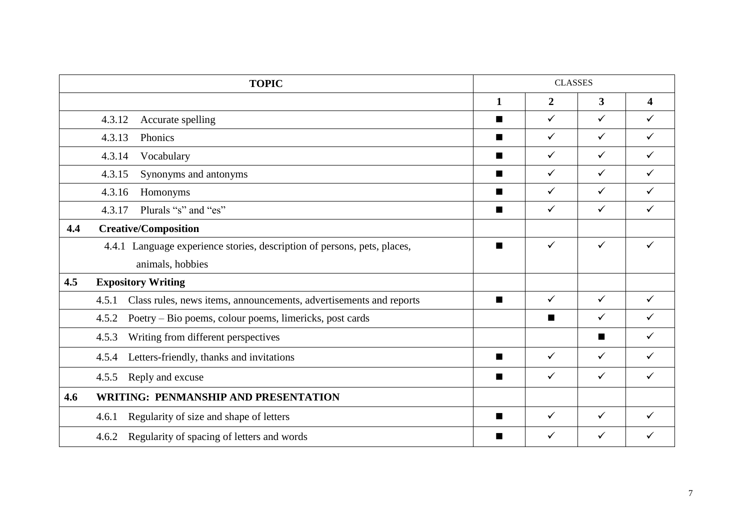| TOPIC | CLASSES | | | |
|---|---|---|---|---|
| | 1 | 2 | 3 | 4 |
| 4.3.12 Accurate spelling | ■ | ✓ | ✓ | ✓ |
| 4.3.13 Phonics | ■ | ✓ | ✓ | ✓ |
| 4.3.14 Vocabulary | ■ | ✓ | ✓ | ✓ |
| 4.3.15 Synonyms and antonyms | ■ | ✓ | ✓ | ✓ |
| 4.3.16 Homonyms | ■ | ✓ | ✓ | ✓ |
| 4.3.17 Plurals "s" and "es" | ■ | ✓ | ✓ | ✓ |
| **4.4 Creative/Composition** | | | | |
| 4.4.1 Language experience stories, description of persons, pets, places, animals, hobbies | ■ | ✓ | ✓ | ✓ |
| **4.5 Expository Writing** | | | | |
| 4.5.1 Class rules, news items, announcements, advertisements and reports | ■ | ✓ | ✓ | ✓ |
| 4.5.2 Poetry – Bio poems, colour poems, limericks, post cards | | ■ | ✓ | ✓ |
| 4.5.3 Writing from different perspectives | | | ■ | ✓ |
| 4.5.4 Letters-friendly, thanks and invitations | ■ | ✓ | ✓ | ✓ |
| 4.5.5 Reply and excuse | ■ | ✓ | ✓ | ✓ |
| **4.6 WRITING: PENMANSHIP AND PRESENTATION** | | | | |
| 4.6.1 Regularity of size and shape of letters | ■ | ✓ | ✓ | ✓ |
| 4.6.2 Regularity of spacing of letters and words | ■ | ✓ | ✓ | ✓ |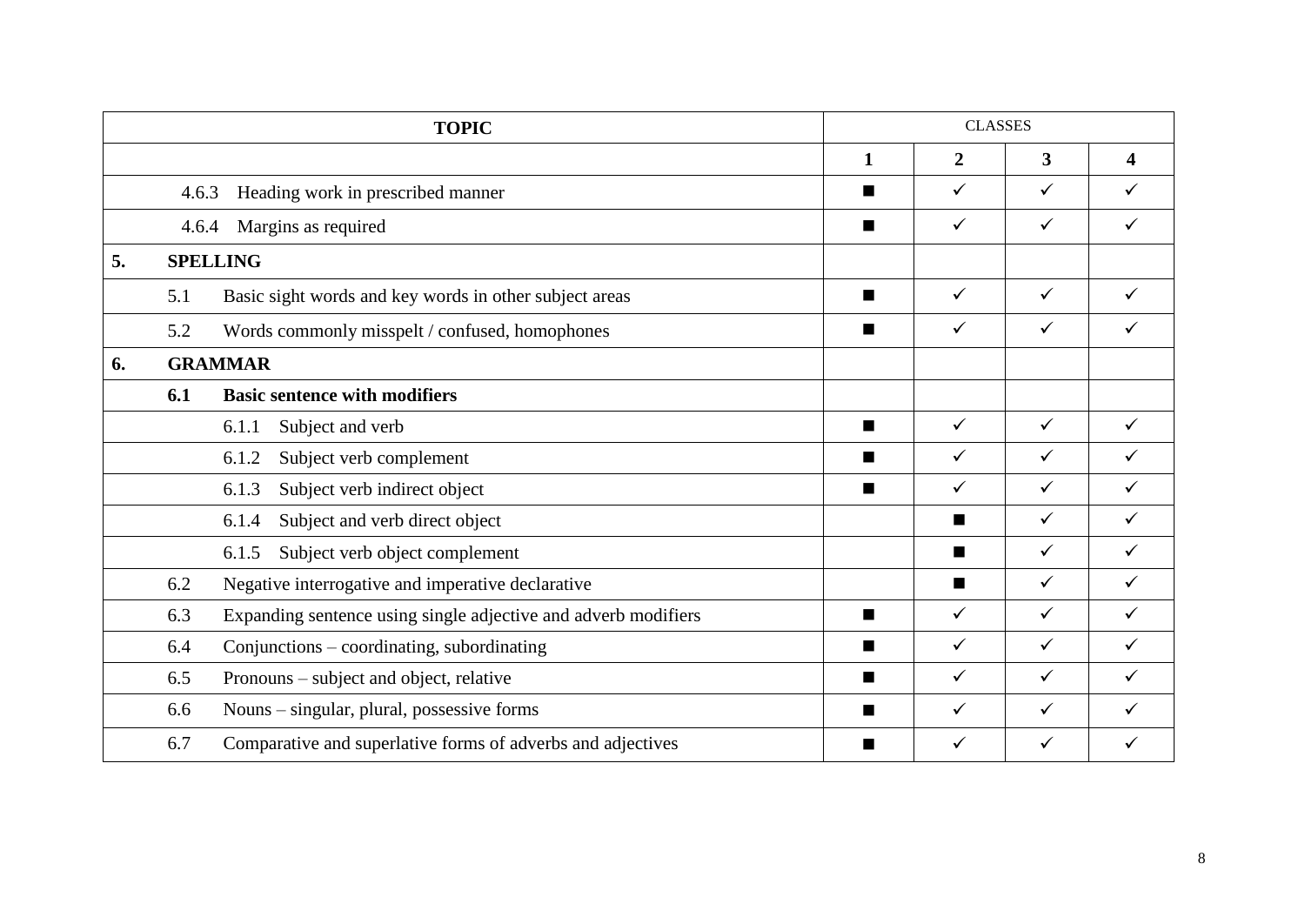| TOPIC | CLASSES | | | |
|---|---|---|---|---|
| | 1 | 2 | 3 | 4 |
| 4.6.3 Heading work in prescribed manner | ■ | ✓ | ✓ | ✓ |
| 4.6.4 Margins as required | ■ | ✓ | ✓ | ✓ |
| **5. SPELLING** | | | | |
| 5.1 Basic sight words and key words in other subject areas | ■ | ✓ | ✓ | ✓ |
| 5.2 Words commonly misspelt / confused, homophones | ■ | ✓ | ✓ | ✓ |
| **6. GRAMMAR** | | | | |
| **6.1 Basic sentence with modifiers** | | | | |
| 6.1.1 Subject and verb | ■ | ✓ | ✓ | ✓ |
| 6.1.2 Subject verb complement | ■ | ✓ | ✓ | ✓ |
| 6.1.3 Subject verb indirect object | ■ | ✓ | ✓ | ✓ |
| 6.1.4 Subject and verb direct object | | ■ | ✓ | ✓ |
| 6.1.5 Subject verb object complement | | ■ | ✓ | ✓ |
| 6.2 Negative interrogative and imperative declarative | | ■ | ✓ | ✓ |
| 6.3 Expanding sentence using single adjective and adverb modifiers | ■ | ✓ | ✓ | ✓ |
| 6.4 Conjunctions – coordinating, subordinating | ■ | ✓ | ✓ | ✓ |
| 6.5 Pronouns – subject and object, relative | ■ | ✓ | ✓ | ✓ |
| 6.6 Nouns – singular, plural, possessive forms | ■ | ✓ | ✓ | ✓ |
| 6.7 Comparative and superlative forms of adverbs and adjectives | ■ | ✓ | ✓ | ✓ |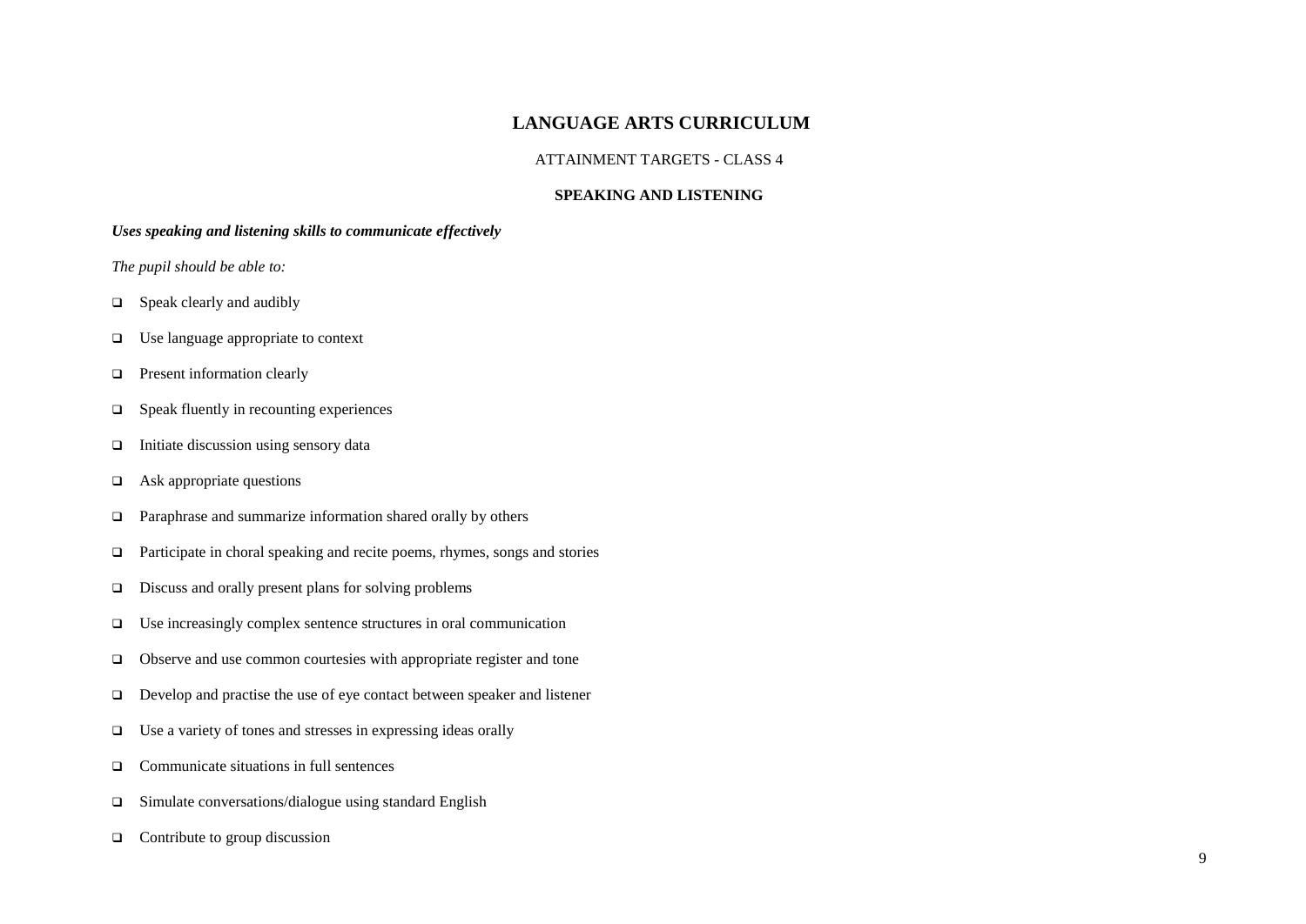# LANGUAGE ARTS CURRICULUM

ATTAINMENT TARGETS - CLASS 4

## SPEAKING AND LISTENING

***Uses speaking and listening skills to communicate effectively***

*The pupil should be able to:*

- Speak clearly and audibly
- Use language appropriate to context
- Present information clearly
- Speak fluently in recounting experiences
- Initiate discussion using sensory data
- Ask appropriate questions
- Paraphrase and summarize information shared orally by others
- Participate in choral speaking and recite poems, rhymes, songs and stories
- Discuss and orally present plans for solving problems
- Use increasingly complex sentence structures in oral communication
- Observe and use common courtesies with appropriate register and tone
- Develop and practise the use of eye contact between speaker and listener
- Use a variety of tones and stresses in expressing ideas orally
- Communicate situations in full sentences
- Simulate conversations/dialogue using standard English
- Contribute to group discussion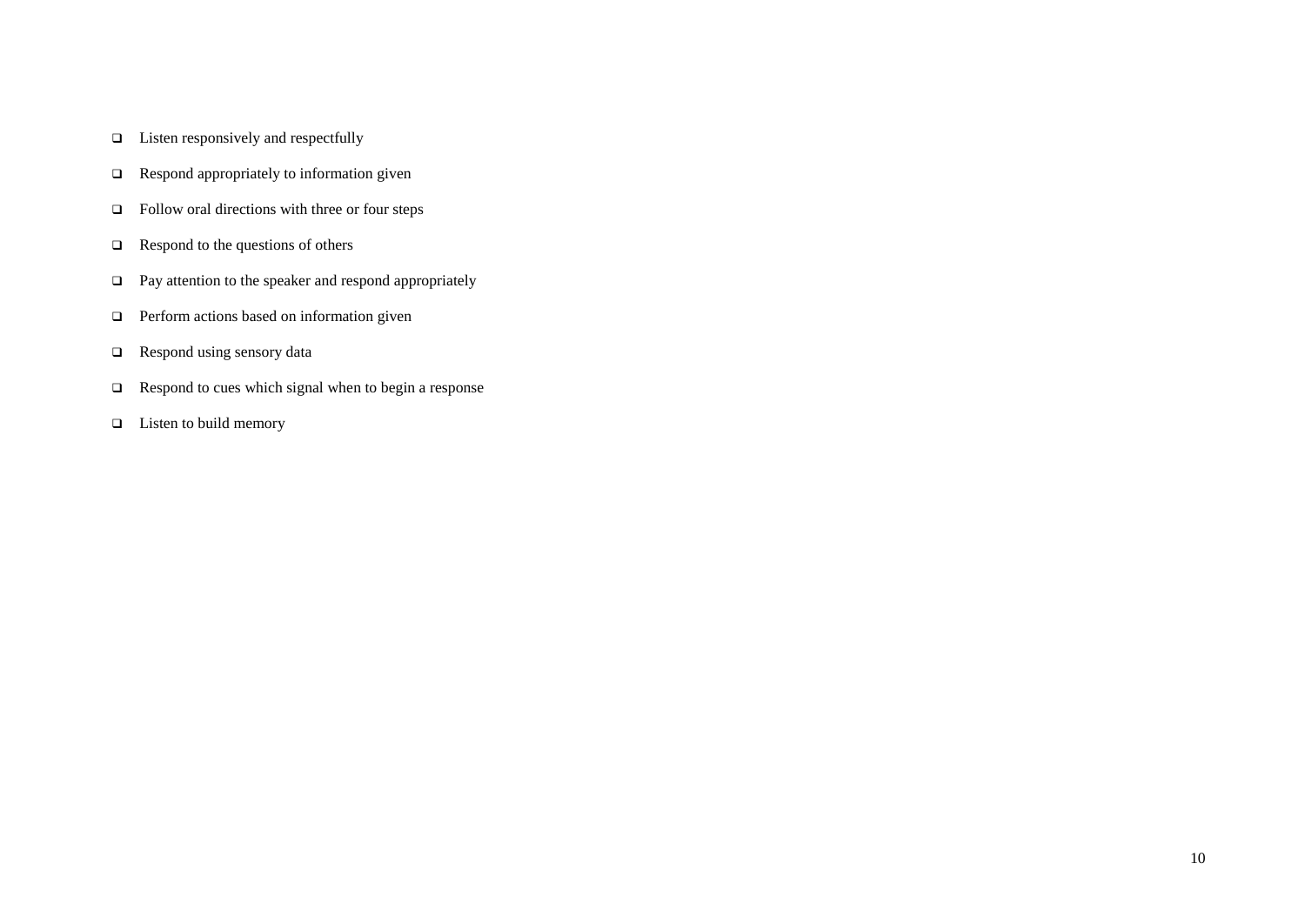- Listen responsively and respectfully
- Respond appropriately to information given
- Follow oral directions with three or four steps
- Respond to the questions of others
- Pay attention to the speaker and respond appropriately
- Perform actions based on information given
- Respond using sensory data
- Respond to cues which signal when to begin a response
- Listen to build memory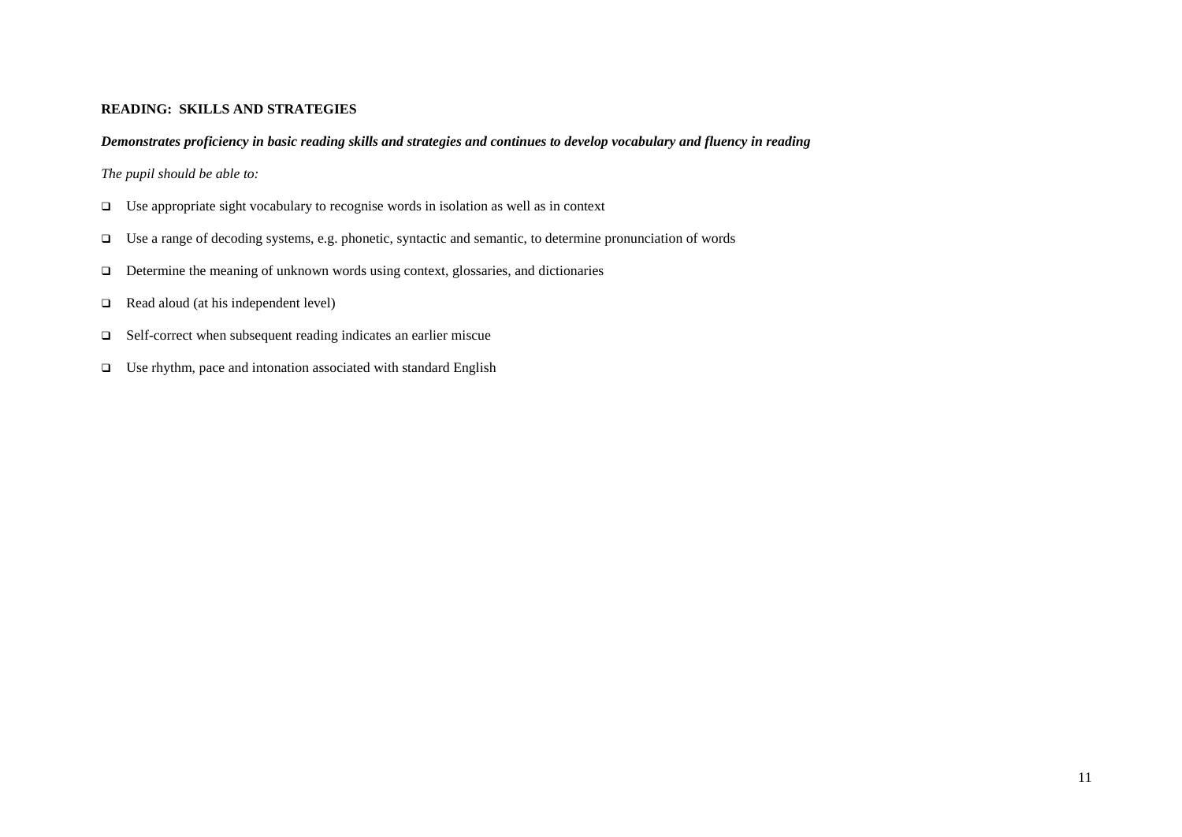**READING: SKILLS AND STRATEGIES**

***Demonstrates proficiency in basic reading skills and strategies and continues to develop vocabulary and fluency in reading***

*The pupil should be able to:*

- Use appropriate sight vocabulary to recognise words in isolation as well as in context
- Use a range of decoding systems, e.g. phonetic, syntactic and semantic, to determine pronunciation of words
- Determine the meaning of unknown words using context, glossaries, and dictionaries
- Read aloud (at his independent level)
- Self-correct when subsequent reading indicates an earlier miscue
- Use rhythm, pace and intonation associated with standard English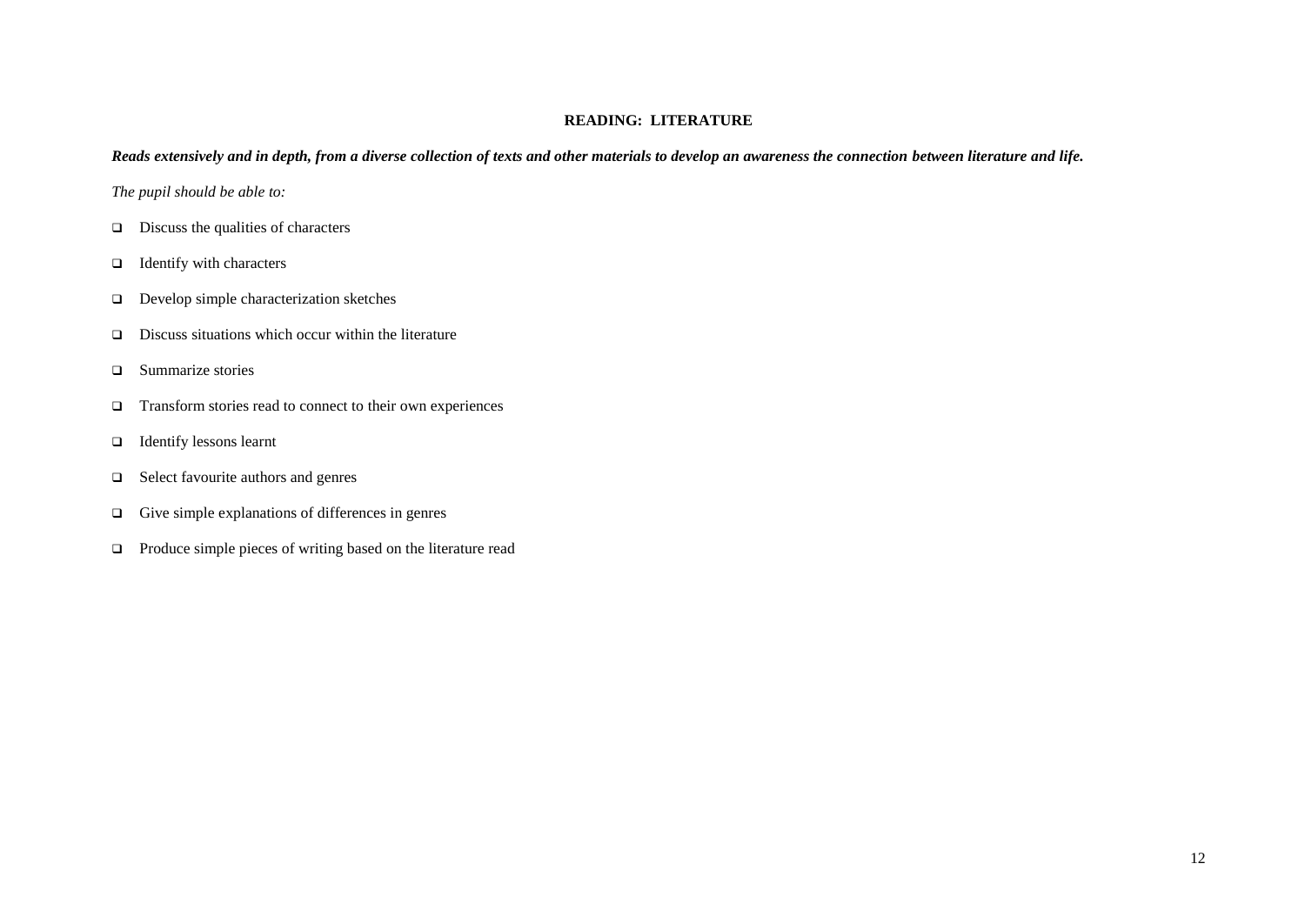## READING: LITERATURE

***Reads extensively and in depth, from a diverse collection of texts and other materials to develop an awareness the connection between literature and life.***

*The pupil should be able to:*

- Discuss the qualities of characters
- Identify with characters
- Develop simple characterization sketches
- Discuss situations which occur within the literature
- Summarize stories
- Transform stories read to connect to their own experiences
- Identify lessons learnt
- Select favourite authors and genres
- Give simple explanations of differences in genres
- Produce simple pieces of writing based on the literature read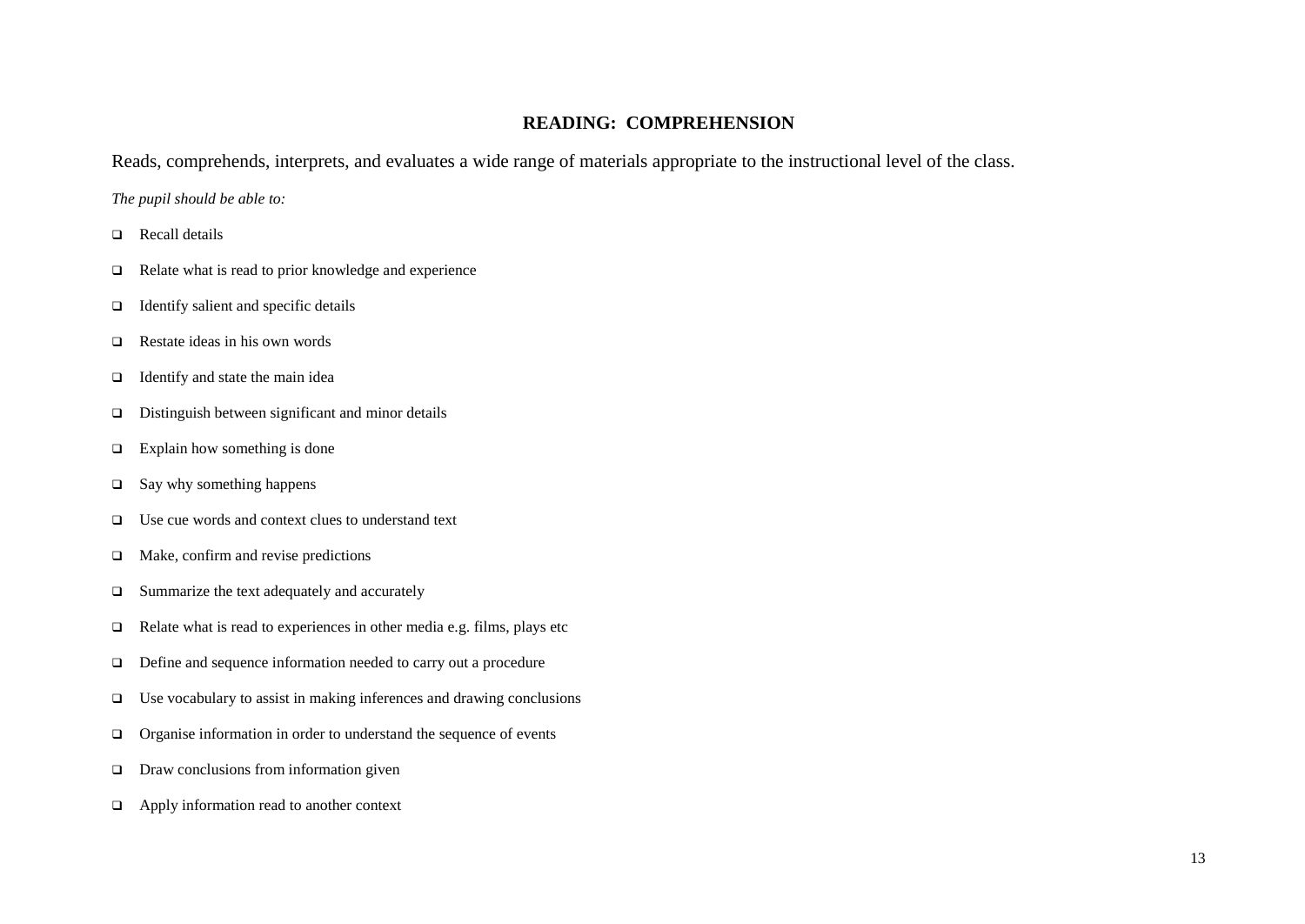## READING: COMPREHENSION

Reads, comprehends, interprets, and evaluates a wide range of materials appropriate to the instructional level of the class.

*The pupil should be able to:*

- Recall details
- Relate what is read to prior knowledge and experience
- Identify salient and specific details
- Restate ideas in his own words
- Identify and state the main idea
- Distinguish between significant and minor details
- Explain how something is done
- Say why something happens
- Use cue words and context clues to understand text
- Make, confirm and revise predictions
- Summarize the text adequately and accurately
- Relate what is read to experiences in other media e.g. films, plays etc
- Define and sequence information needed to carry out a procedure
- Use vocabulary to assist in making inferences and drawing conclusions
- Organise information in order to understand the sequence of events
- Draw conclusions from information given
- Apply information read to another context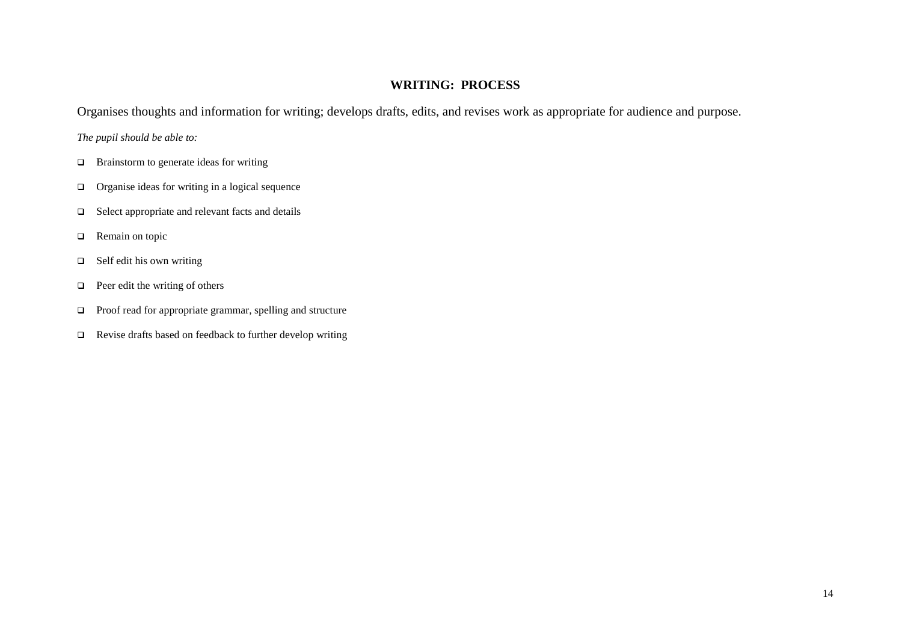## WRITING: PROCESS

Organises thoughts and information for writing; develops drafts, edits, and revises work as appropriate for audience and purpose.

*The pupil should be able to:*

- Brainstorm to generate ideas for writing
- Organise ideas for writing in a logical sequence
- Select appropriate and relevant facts and details
- Remain on topic
- Self edit his own writing
- Peer edit the writing of others
- Proof read for appropriate grammar, spelling and structure
- Revise drafts based on feedback to further develop writing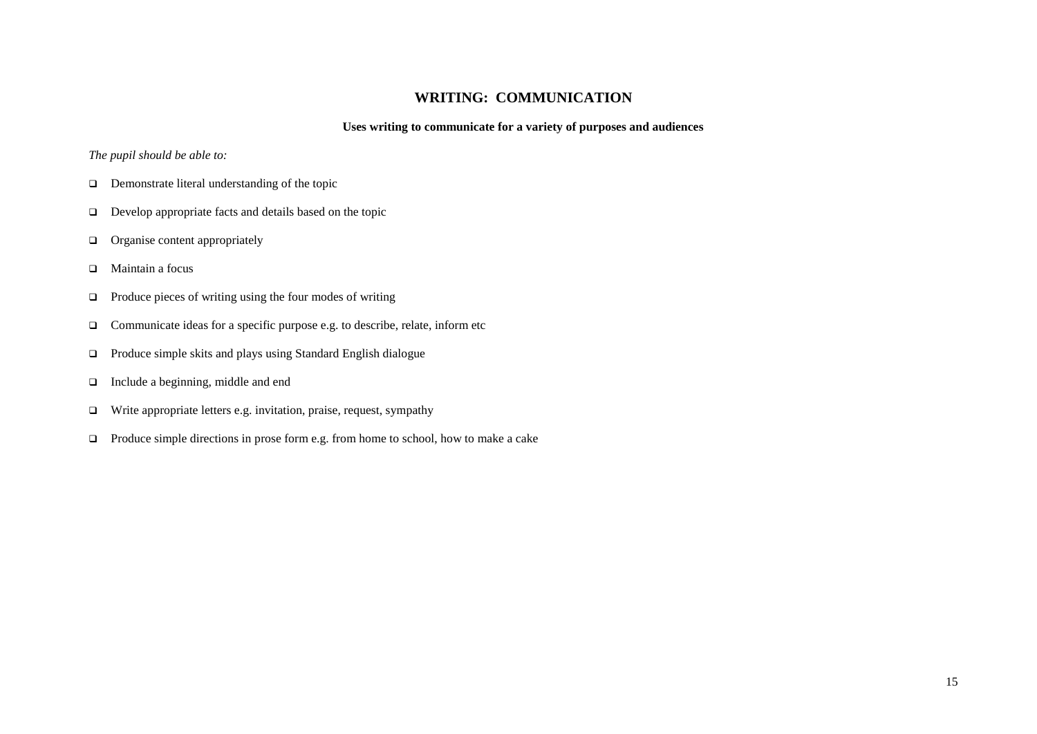## WRITING: COMMUNICATION

**Uses writing to communicate for a variety of purposes and audiences**

*The pupil should be able to:*

- Demonstrate literal understanding of the topic
- Develop appropriate facts and details based on the topic
- Organise content appropriately
- Maintain a focus
- Produce pieces of writing using the four modes of writing
- Communicate ideas for a specific purpose e.g. to describe, relate, inform etc
- Produce simple skits and plays using Standard English dialogue
- Include a beginning, middle and end
- Write appropriate letters e.g. invitation, praise, request, sympathy
- Produce simple directions in prose form e.g. from home to school, how to make a cake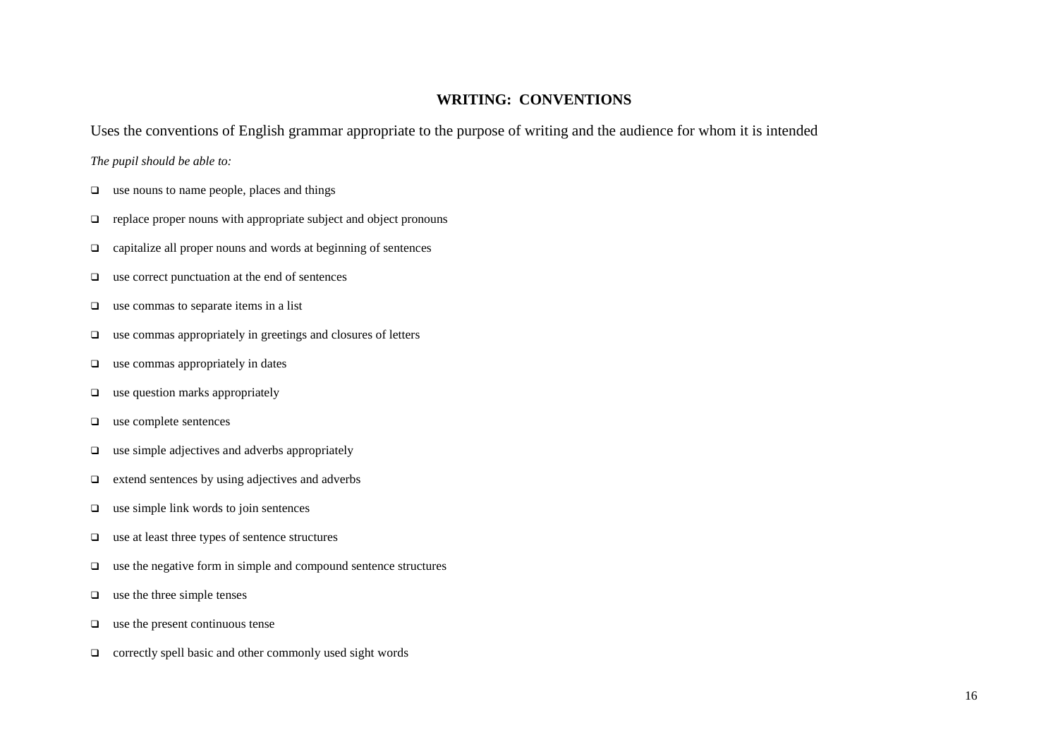## WRITING: CONVENTIONS

Uses the conventions of English grammar appropriate to the purpose of writing and the audience for whom it is intended

*The pupil should be able to:*

- use nouns to name people, places and things
- replace proper nouns with appropriate subject and object pronouns
- capitalize all proper nouns and words at beginning of sentences
- use correct punctuation at the end of sentences
- use commas to separate items in a list
- use commas appropriately in greetings and closures of letters
- use commas appropriately in dates
- use question marks appropriately
- use complete sentences
- use simple adjectives and adverbs appropriately
- extend sentences by using adjectives and adverbs
- use simple link words to join sentences
- use at least three types of sentence structures
- use the negative form in simple and compound sentence structures
- use the three simple tenses
- use the present continuous tense
- correctly spell basic and other commonly used sight words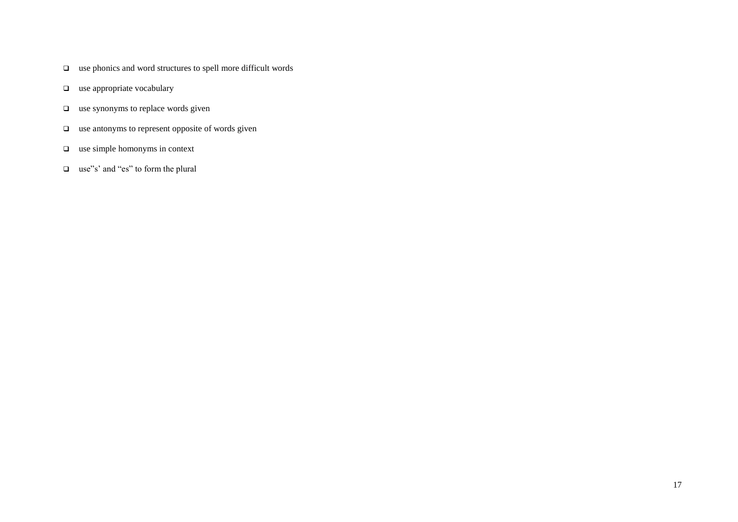- use phonics and word structures to spell more difficult words
- use appropriate vocabulary
- use synonyms to replace words given
- use antonyms to represent opposite of words given
- use simple homonyms in context
- use"s' and "es" to form the plural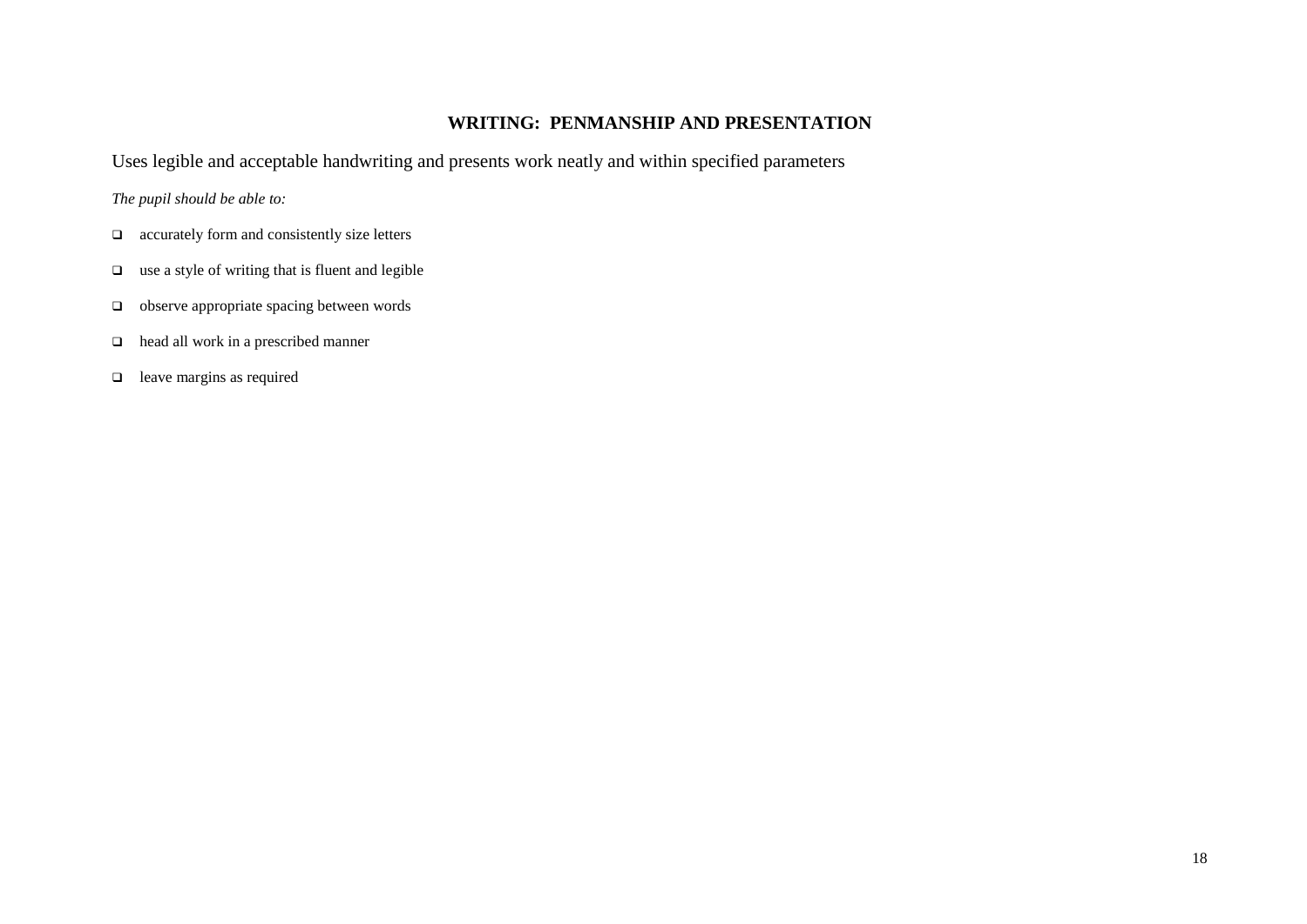## WRITING: PENMANSHIP AND PRESENTATION

Uses legible and acceptable handwriting and presents work neatly and within specified parameters

*The pupil should be able to:*

- accurately form and consistently size letters
- use a style of writing that is fluent and legible
- observe appropriate spacing between words
- head all work in a prescribed manner
- leave margins as required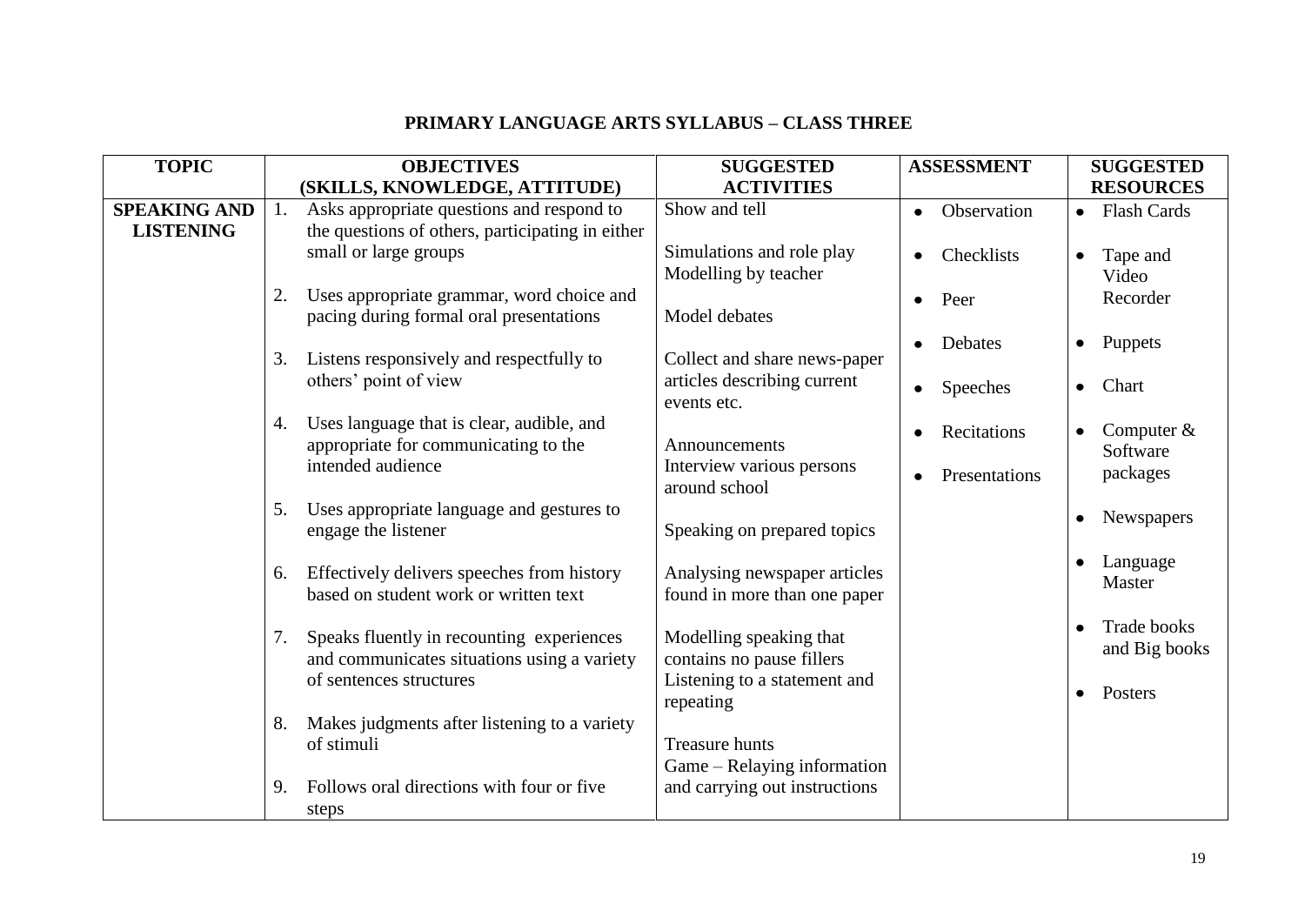# PRIMARY LANGUAGE ARTS SYLLABUS – CLASS THREE

| TOPIC | OBJECTIVES (SKILLS, KNOWLEDGE, ATTITUDE) | SUGGESTED ACTIVITIES | ASSESSMENT | SUGGESTED RESOURCES |
|---|---|---|---|---|
| **SPEAKING AND LISTENING** | 1. Asks appropriate questions and respond to the questions of others, participating in either small or large groups<br><br>2. Uses appropriate grammar, word choice and pacing during formal oral presentations<br><br>3. Listens responsively and respectfully to others' point of view<br><br>4. Uses language that is clear, audible, and appropriate for communicating to the intended audience<br><br>5. Uses appropriate language and gestures to engage the listener<br><br>6. Effectively delivers speeches from history based on student work or written text<br><br>7. Speaks fluently in recounting experiences and communicates situations using a variety of sentences structures<br><br>8. Makes judgments after listening to a variety of stimuli<br><br>9. Follows oral directions with four or five steps | Show and tell<br><br>Simulations and role play<br>Modelling by teacher<br><br>Model debates<br><br>Collect and share news-paper articles describing current events etc.<br><br>Announcements<br>Interview various persons around school<br><br>Speaking on prepared topics<br><br>Analysing newspaper articles found in more than one paper<br><br>Modelling speaking that contains no pause fillers<br>Listening to a statement and repeating<br><br>Treasure hunts<br>Game – Relaying information and carrying out instructions | • Observation<br>• Checklists<br>• Peer<br>• Debates<br>• Speeches<br>• Recitations<br>• Presentations | • Flash Cards<br>• Tape and Video Recorder<br>• Puppets<br>• Chart<br>• Computer & Software packages<br>• Newspapers<br>• Language Master<br>• Trade books and Big books<br>• Posters |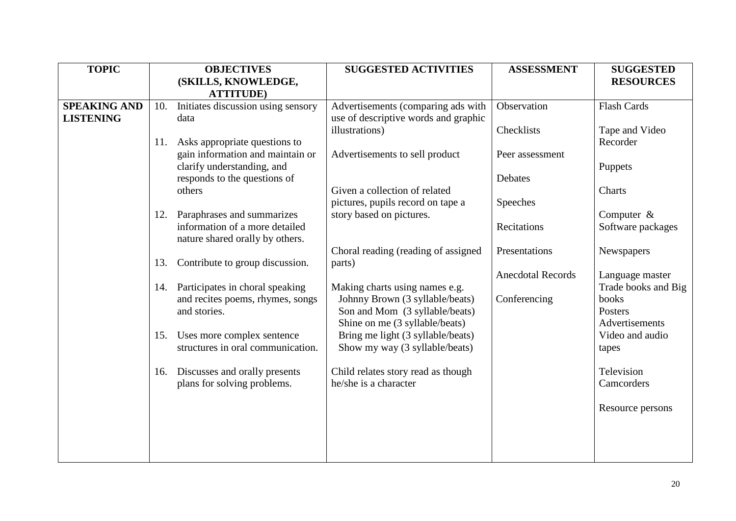| TOPIC | OBJECTIVES (SKILLS, KNOWLEDGE, ATTITUDE) | SUGGESTED ACTIVITIES | ASSESSMENT | SUGGESTED RESOURCES |
|---|---|---|---|---|
| **SPEAKING AND LISTENING** | 10. Initiates discussion using sensory data<br><br>11. Asks appropriate questions to gain information and maintain or clarify understanding, and responds to the questions of others<br><br>12. Paraphrases and summarizes information of a more detailed nature shared orally by others.<br><br>13. Contribute to group discussion.<br><br>14. Participates in choral speaking and recites poems, rhymes, songs and stories.<br><br>15. Uses more complex sentence structures in oral communication.<br><br>16. Discusses and orally presents plans for solving problems. | Advertisements (comparing ads with use of descriptive words and graphic illustrations)<br><br>Advertisements to sell product<br><br>Given a collection of related pictures, pupils record on tape a story based on pictures.<br><br>Choral reading (reading of assigned parts)<br><br>Making charts using names e.g.<br>Johnny Brown (3 syllable/beats)<br>Son and Mom (3 syllable/beats)<br>Shine on me (3 syllable/beats)<br>Bring me light (3 syllable/beats)<br>Show my way (3 syllable/beats)<br><br>Child relates story read as though he/she is a character | Observation<br><br>Checklists<br><br>Peer assessment<br><br>Debates<br><br>Speeches<br><br>Recitations<br><br>Presentations<br><br>Anecdotal Records<br><br>Conferencing | Flash Cards<br><br>Tape and Video Recorder<br><br>Puppets<br><br>Charts<br><br>Computer & Software packages<br><br>Newspapers<br><br>Language master<br>Trade books and Big books<br>Posters<br>Advertisements<br>Video and audio tapes<br><br>Television<br>Camcorders<br><br>Resource persons |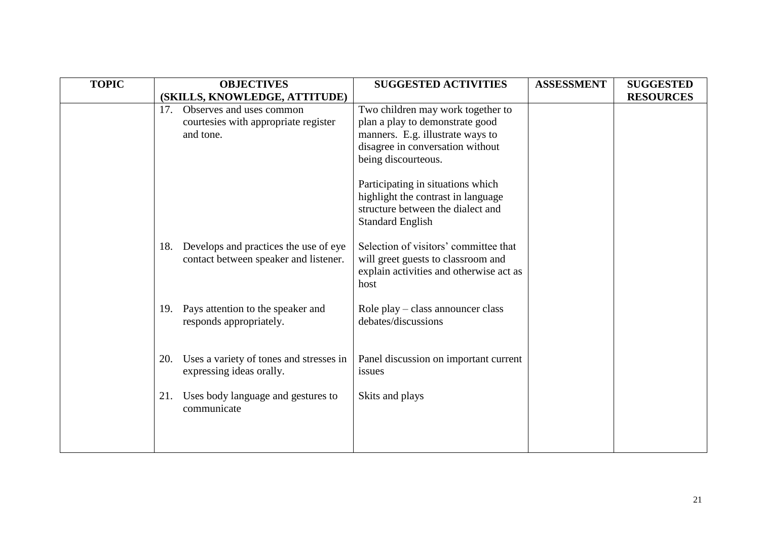| TOPIC | OBJECTIVES (SKILLS, KNOWLEDGE, ATTITUDE) | SUGGESTED ACTIVITIES | ASSESSMENT | SUGGESTED RESOURCES |
|---|---|---|---|---|
| | 17. Observes and uses common courtesies with appropriate register and tone. | Two children may work together to plan a play to demonstrate good manners. E.g. illustrate ways to disagree in conversation without being discourteous.<br><br>Participating in situations which highlight the contrast in language structure between the dialect and Standard English | | |
| | 18. Develops and practices the use of eye contact between speaker and listener. | Selection of visitors' committee that will greet guests to classroom and explain activities and otherwise act as host | | |
| | 19. Pays attention to the speaker and responds appropriately. | Role play – class announcer class debates/discussions | | |
| | 20. Uses a variety of tones and stresses in expressing ideas orally. | Panel discussion on important current issues | | |
| | 21. Uses body language and gestures to communicate | Skits and plays | | |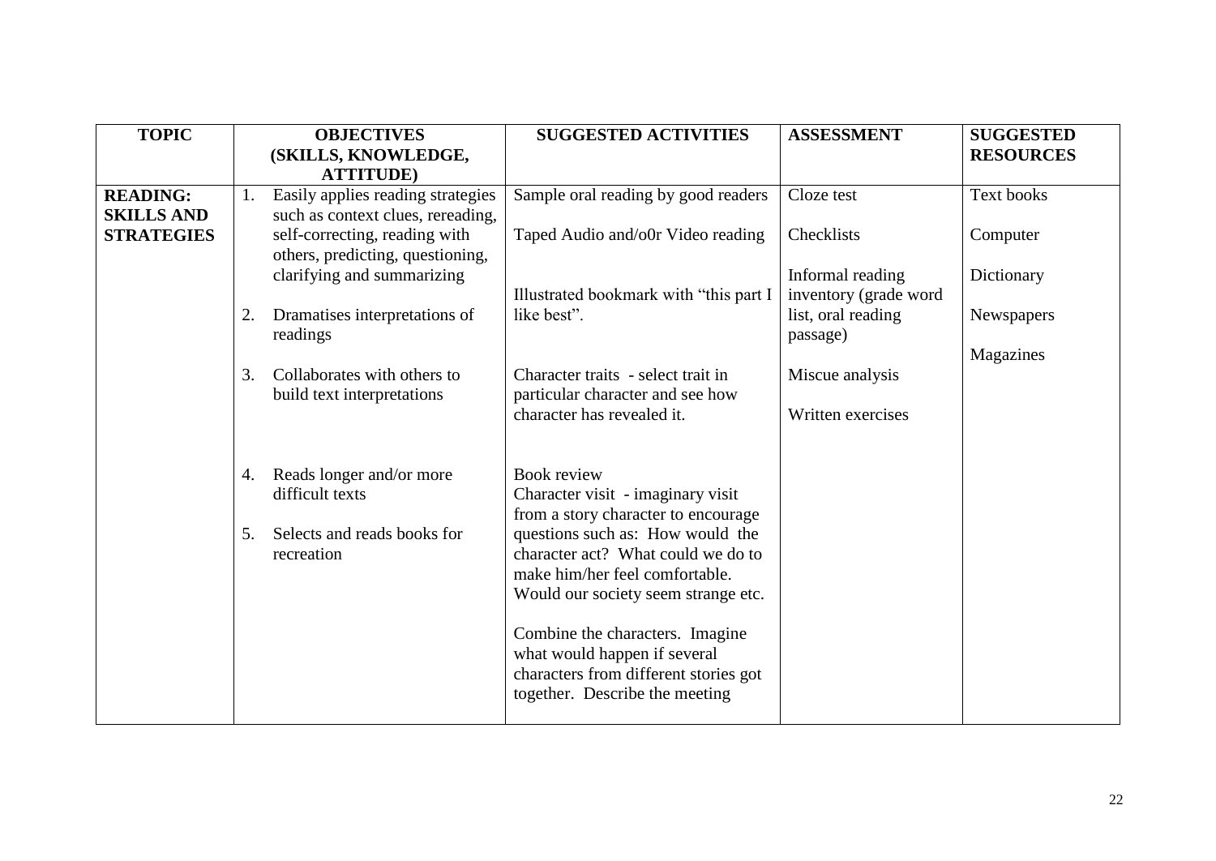| TOPIC | OBJECTIVES (SKILLS, KNOWLEDGE, ATTITUDE) | SUGGESTED ACTIVITIES | ASSESSMENT | SUGGESTED RESOURCES |
|---|---|---|---|---|
| **READING: SKILLS AND STRATEGIES** | 1. Easily applies reading strategies such as context clues, rereading, self-correcting, reading with others, predicting, questioning, clarifying and summarizing<br><br>2. Dramatises interpretations of readings<br><br>3. Collaborates with others to build text interpretations<br><br>4. Reads longer and/or more difficult texts<br><br>5. Selects and reads books for recreation | Sample oral reading by good readers<br><br>Taped Audio and/o0r Video reading<br><br>Illustrated bookmark with "this part I like best".<br><br>Character traits - select trait in particular character and see how character has revealed it.<br><br>Book review<br>Character visit - imaginary visit from a story character to encourage questions such as: How would the character act? What could we do to make him/her feel comfortable. Would our society seem strange etc.<br><br>Combine the characters. Imagine what would happen if several characters from different stories got together. Describe the meeting | Cloze test<br><br>Checklists<br><br>Informal reading inventory (grade word list, oral reading passage)<br><br>Miscue analysis<br><br>Written exercises | Text books<br><br>Computer<br><br>Dictionary<br><br>Newspapers<br><br>Magazines |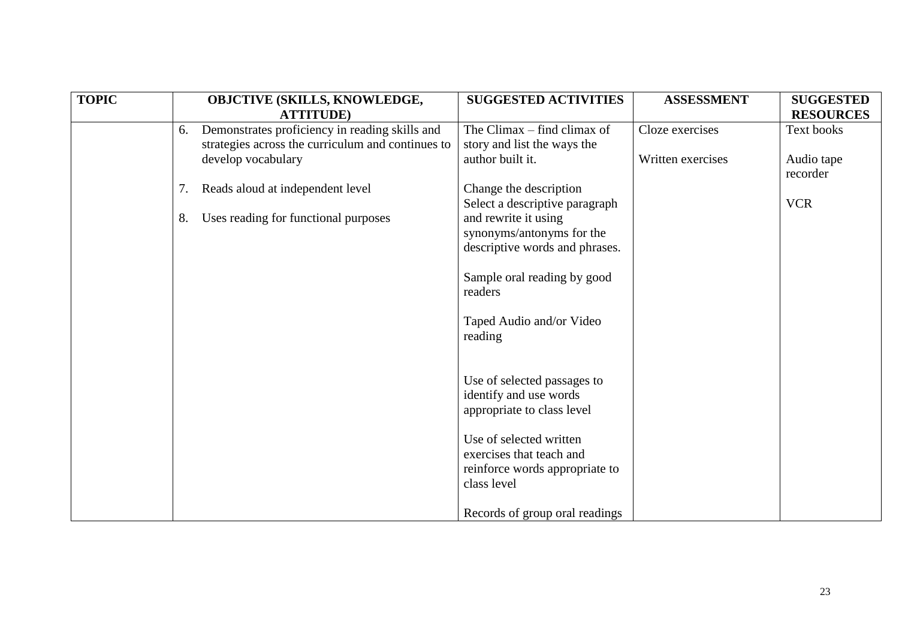| TOPIC | OBJCTIVE (SKILLS, KNOWLEDGE, ATTITUDE) | SUGGESTED ACTIVITIES | ASSESSMENT | SUGGESTED RESOURCES |
|---|---|---|---|---|
| | 6. Demonstrates proficiency in reading skills and strategies across the curriculum and continues to develop vocabulary<br><br>7. Reads aloud at independent level<br><br>8. Uses reading for functional purposes | The Climax – find climax of story and list the ways the author built it.<br><br>Change the description<br>Select a descriptive paragraph and rewrite it using synonyms/antonyms for the descriptive words and phrases.<br><br>Sample oral reading by good readers<br><br>Taped Audio and/or Video reading<br><br>Use of selected passages to identify and use words appropriate to class level<br><br>Use of selected written exercises that teach and reinforce words appropriate to class level<br><br>Records of group oral readings | Cloze exercises<br><br>Written exercises | Text books<br><br>Audio tape recorder<br><br>VCR |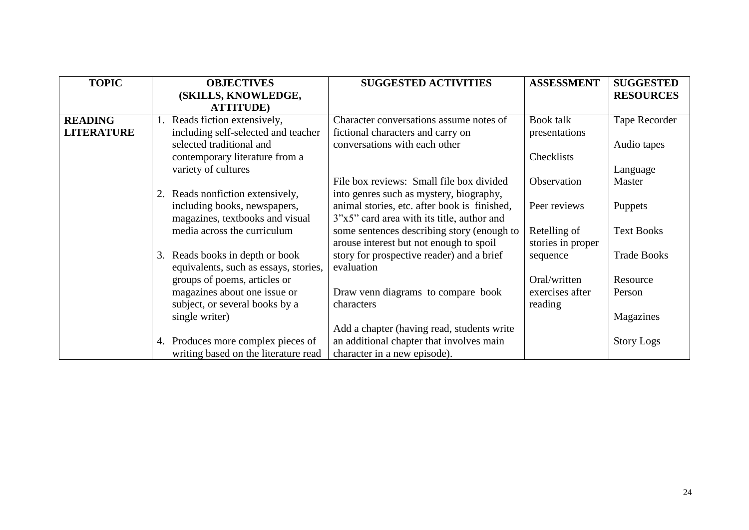| TOPIC | OBJECTIVES (SKILLS, KNOWLEDGE, ATTITUDE) | SUGGESTED ACTIVITIES | ASSESSMENT | SUGGESTED RESOURCES |
|---|---|---|---|---|
| **READING LITERATURE** | 1. Reads fiction extensively, including self-selected and teacher selected traditional and contemporary literature from a variety of cultures<br><br>2. Reads nonfiction extensively, including books, newspapers, magazines, textbooks and visual media across the curriculum<br><br>3. Reads books in depth or book equivalents, such as essays, stories, groups of poems, articles or magazines about one issue or subject, or several books by a single writer)<br><br>4. Produces more complex pieces of writing based on the literature read | Character conversations assume notes of fictional characters and carry on conversations with each other<br><br>File box reviews: Small file box divided into genres such as mystery, biography, animal stories, etc. after book is finished, 3"x5" card area with its title, author and some sentences describing story (enough to arouse interest but not enough to spoil story for prospective reader) and a brief evaluation<br><br>Draw venn diagrams to compare book characters<br><br>Add a chapter (having read, students write an additional chapter that involves main character in a new episode). | Book talk presentations<br><br>Checklists<br><br>Observation<br><br>Peer reviews<br><br>Retelling of stories in proper sequence<br><br>Oral/written exercises after reading | Tape Recorder<br><br>Audio tapes<br><br>Language Master<br><br>Puppets<br><br>Text Books<br><br>Trade Books<br><br>Resource Person<br><br>Magazines<br><br>Story Logs |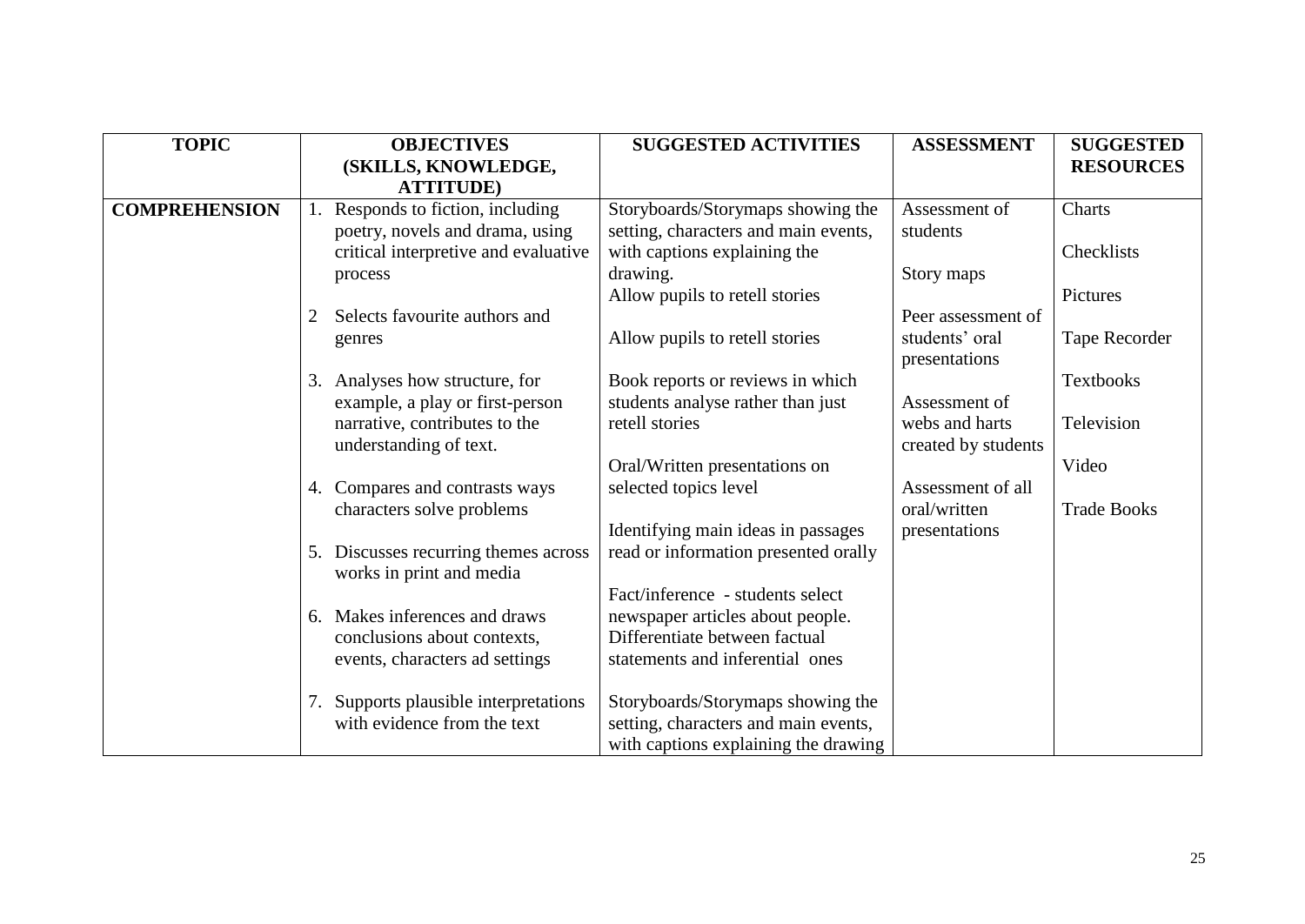| TOPIC | OBJECTIVES (SKILLS, KNOWLEDGE, ATTITUDE) | SUGGESTED ACTIVITIES | ASSESSMENT | SUGGESTED RESOURCES |
|---|---|---|---|---|
| **COMPREHENSION** | 1. Responds to fiction, including poetry, novels and drama, using critical interpretive and evaluative process<br><br>2 Selects favourite authors and genres<br><br>3. Analyses how structure, for example, a play or first-person narrative, contributes to the understanding of text.<br><br>4. Compares and contrasts ways characters solve problems<br><br>5. Discusses recurring themes across works in print and media<br><br>6. Makes inferences and draws conclusions about contexts, events, characters ad settings<br><br>7. Supports plausible interpretations with evidence from the text | Storyboards/Storymaps showing the setting, characters and main events, with captions explaining the drawing.<br>Allow pupils to retell stories<br><br>Allow pupils to retell stories<br><br>Book reports or reviews in which students analyse rather than just retell stories<br><br>Oral/Written presentations on selected topics level<br><br>Identifying main ideas in passages read or information presented orally<br><br>Fact/inference - students select newspaper articles about people. Differentiate between factual statements and inferential ones<br><br>Storyboards/Storymaps showing the setting, characters and main events, with captions explaining the drawing | Assessment of students<br><br>Story maps<br><br>Peer assessment of students' oral presentations<br><br>Assessment of webs and harts created by students<br><br>Assessment of all oral/written presentations | Charts<br><br>Checklists<br><br>Pictures<br><br>Tape Recorder<br><br>Textbooks<br><br>Television<br><br>Video<br><br>Trade Books |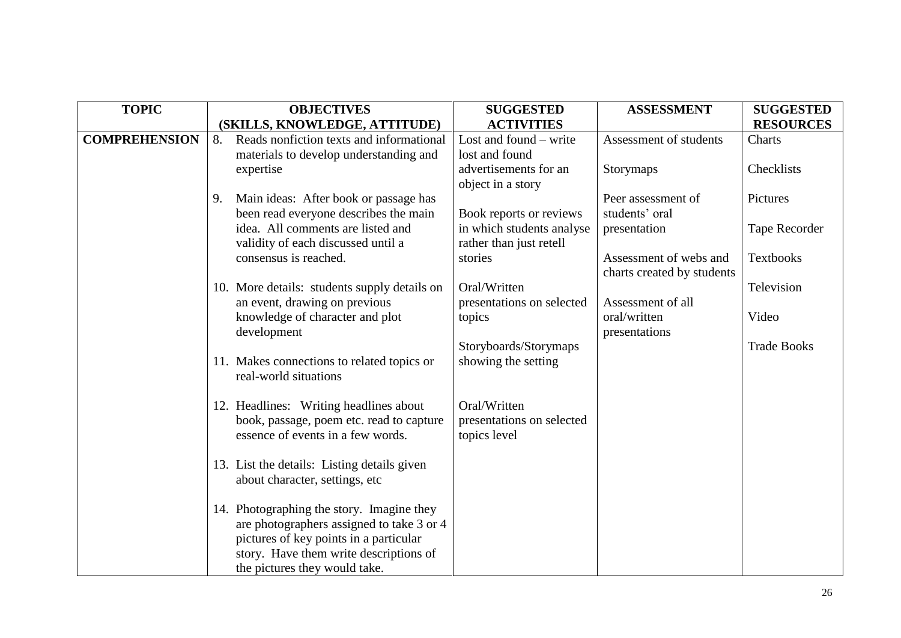| TOPIC | OBJECTIVES (SKILLS, KNOWLEDGE, ATTITUDE) | SUGGESTED ACTIVITIES | ASSESSMENT | SUGGESTED RESOURCES |
|---|---|---|---|---|
| **COMPREHENSION** | 8. Reads nonfiction texts and informational materials to develop understanding and expertise<br><br>9. Main ideas: After book or passage has been read everyone describes the main idea. All comments are listed and validity of each discussed until a consensus is reached.<br><br>10. More details: students supply details on an event, drawing on previous knowledge of character and plot development<br><br>11. Makes connections to related topics or real-world situations<br><br>12. Headlines: Writing headlines about book, passage, poem etc. read to capture essence of events in a few words.<br><br>13. List the details: Listing details given about character, settings, etc<br><br>14. Photographing the story. Imagine they are photographers assigned to take 3 or 4 pictures of key points in a particular story. Have them write descriptions of the pictures they would take. | Lost and found – write lost and found advertisements for an object in a story<br><br>Book reports or reviews in which students analyse rather than just retell stories<br><br>Oral/Written presentations on selected topics<br><br>Storyboards/Storymaps showing the setting<br><br>Oral/Written presentations on selected topics level | Assessment of students<br><br>Storymaps<br><br>Peer assessment of students' oral presentation<br><br>Assessment of webs and charts created by students<br><br>Assessment of all oral/written presentations | Charts<br><br>Checklists<br><br>Pictures<br><br>Tape Recorder<br><br>Textbooks<br><br>Television<br><br>Video<br><br>Trade Books |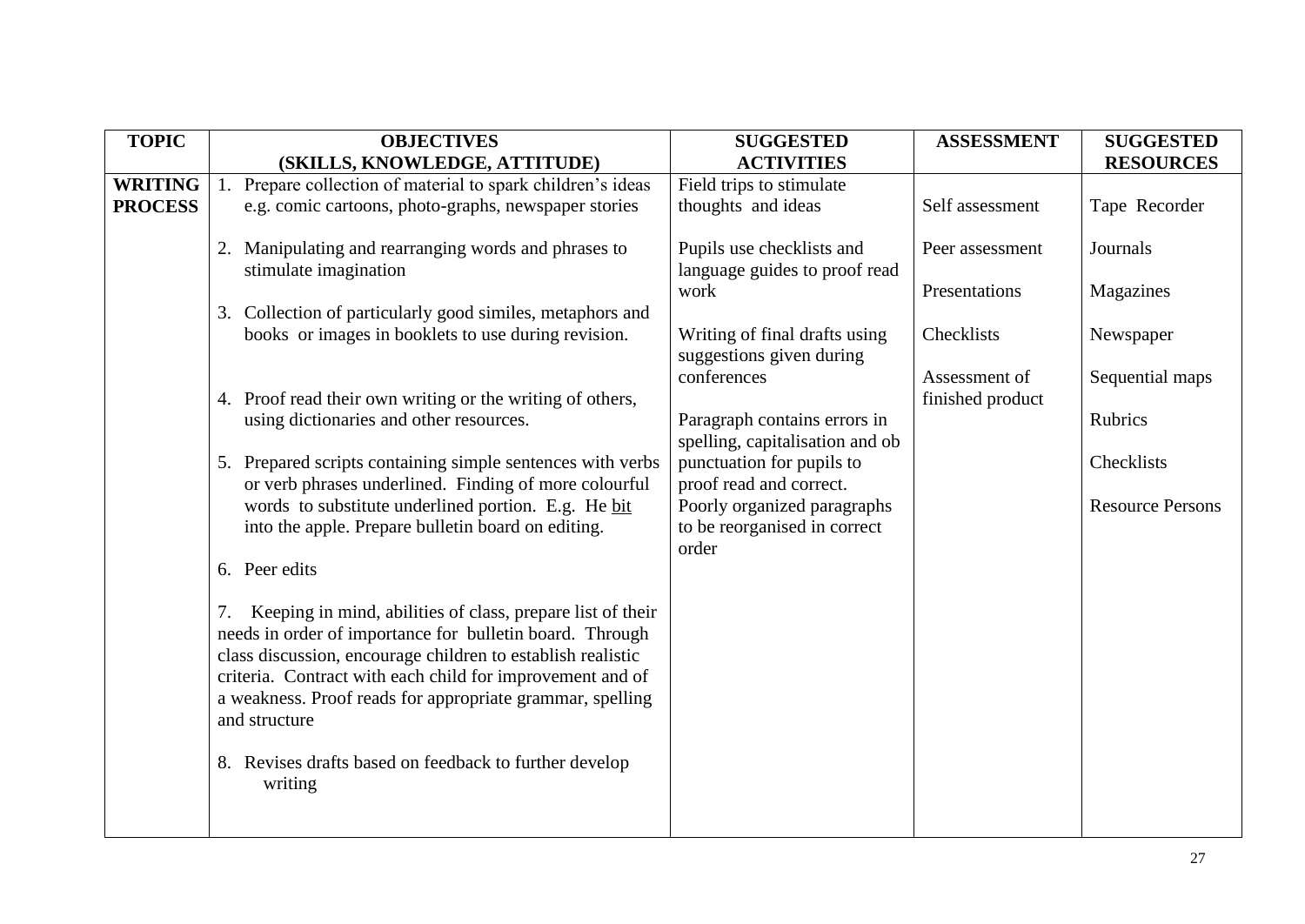| TOPIC | OBJECTIVES (SKILLS, KNOWLEDGE, ATTITUDE) | SUGGESTED ACTIVITIES | ASSESSMENT | SUGGESTED RESOURCES |
|---|---|---|---|---|
| WRITING PROCESS | 1. Prepare collection of material to spark children's ideas e.g. comic cartoons, photo-graphs, newspaper stories<br><br>2. Manipulating and rearranging words and phrases to stimulate imagination<br><br>3. Collection of particularly good similes, metaphors and books or images in booklets to use during revision.<br><br>4. Proof read their own writing or the writing of others, using dictionaries and other resources.<br><br>5. Prepared scripts containing simple sentences with verbs or verb phrases underlined. Finding of more colourful words to substitute underlined portion. E.g. He <u>bit</u> into the apple. Prepare bulletin board on editing.<br><br>6. Peer edits<br><br>7. Keeping in mind, abilities of class, prepare list of their needs in order of importance for bulletin board. Through class discussion, encourage children to establish realistic criteria. Contract with each child for improvement and of a weakness. Proof reads for appropriate grammar, spelling and structure<br><br>8. Revises drafts based on feedback to further develop writing | Field trips to stimulate thoughts and ideas<br><br>Pupils use checklists and language guides to proof read work<br><br>Writing of final drafts using suggestions given during conferences<br><br>Paragraph contains errors in spelling, capitalisation and ob punctuation for pupils to proof read and correct.<br>Poorly organized paragraphs to be reorganised in correct order | Self assessment<br><br>Peer assessment<br><br>Presentations<br><br>Checklists<br><br>Assessment of finished product | Tape Recorder<br><br>Journals<br><br>Magazines<br><br>Newspaper<br><br>Sequential maps<br><br>Rubrics<br><br>Checklists<br><br>Resource Persons |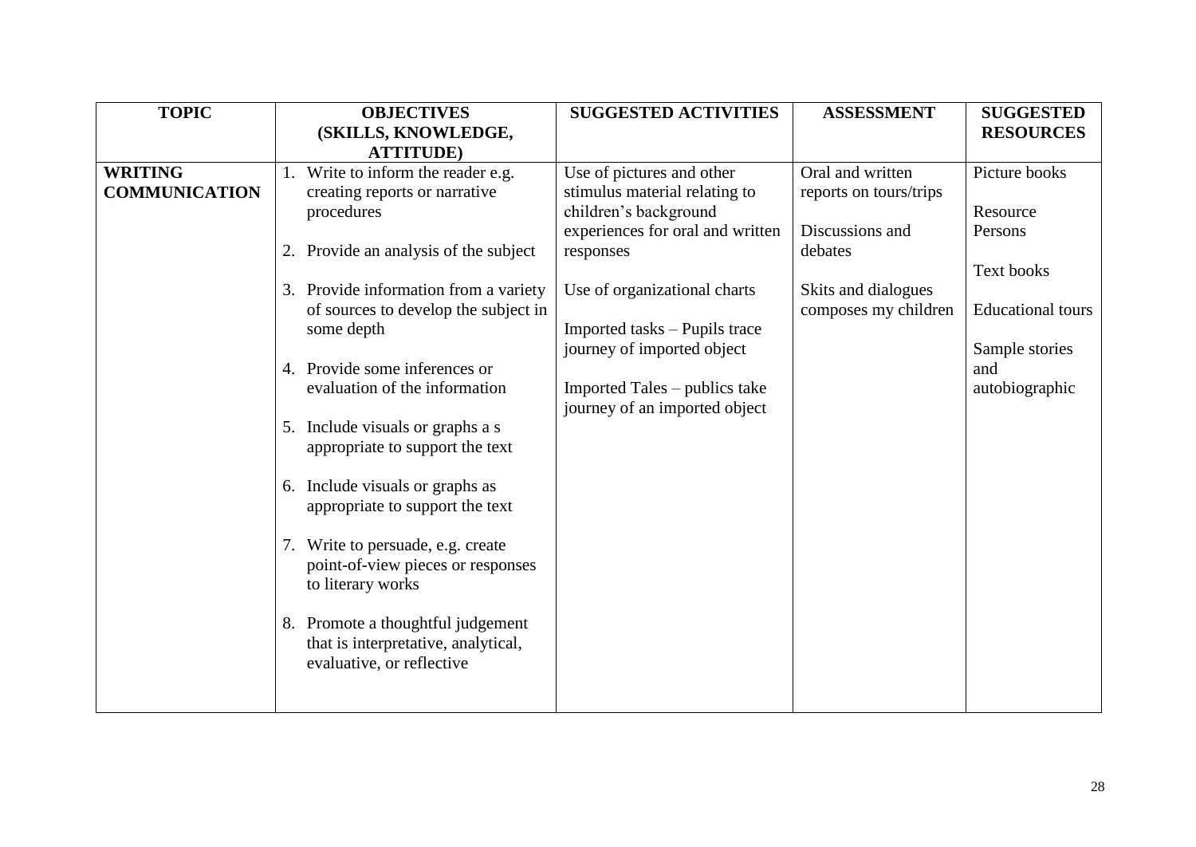| TOPIC | OBJECTIVES (SKILLS, KNOWLEDGE, ATTITUDE) | SUGGESTED ACTIVITIES | ASSESSMENT | SUGGESTED RESOURCES |
|---|---|---|---|---|
| **WRITING COMMUNICATION** | 1. Write to inform the reader e.g. creating reports or narrative procedures<br><br>2. Provide an analysis of the subject<br><br>3. Provide information from a variety of sources to develop the subject in some depth<br><br>4. Provide some inferences or evaluation of the information<br><br>5. Include visuals or graphs a s appropriate to support the text<br><br>6. Include visuals or graphs as appropriate to support the text<br><br>7. Write to persuade, e.g. create point-of-view pieces or responses to literary works<br><br>8. Promote a thoughtful judgement that is interpretative, analytical, evaluative, or reflective | Use of pictures and other stimulus material relating to children's background experiences for oral and written responses<br><br>Use of organizational charts<br><br>Imported tasks – Pupils trace journey of imported object<br><br>Imported Tales – publics take journey of an imported object | Oral and written reports on tours/trips<br><br>Discussions and debates<br><br>Skits and dialogues composes my children | Picture books<br><br>Resource Persons<br><br>Text books<br><br>Educational tours<br><br>Sample stories and autobiographic |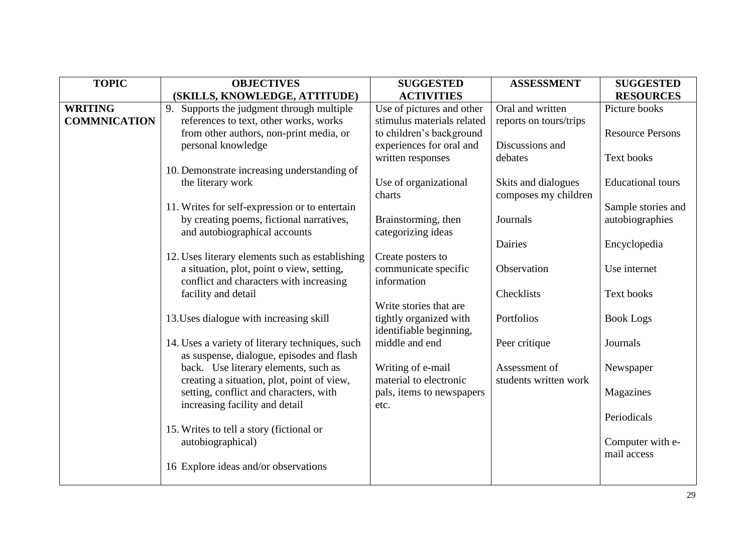| TOPIC | OBJECTIVES (SKILLS, KNOWLEDGE, ATTITUDE) | SUGGESTED ACTIVITIES | ASSESSMENT | SUGGESTED RESOURCES |
|---|---|---|---|---|
| **WRITING COMMNICATION** | 9. Supports the judgment through multiple references to text, other works, works from other authors, non-print media, or personal knowledge<br><br>10. Demonstrate increasing understanding of the literary work<br><br>11. Writes for self-expression or to entertain by creating poems, fictional narratives, and autobiographical accounts<br><br>12. Uses literary elements such as establishing a situation, plot, point o view, setting, conflict and characters with increasing facility and detail<br><br>13.Uses dialogue with increasing skill<br><br>14. Uses a variety of literary techniques, such as suspense, dialogue, episodes and flash back. Use literary elements, such as creating a situation, plot, point of view, setting, conflict and characters, with increasing facility and detail<br><br>15. Writes to tell a story (fictional or autobiographical)<br><br>16 Explore ideas and/or observations | Use of pictures and other stimulus materials related to children's background experiences for oral and written responses<br><br>Use of organizational charts<br><br>Brainstorming, then categorizing ideas<br><br>Create posters to communicate specific information<br><br>Write stories that are tightly organized with identifiable beginning, middle and end<br><br>Writing of e-mail material to electronic pals, items to newspapers etc. | Oral and written reports on tours/trips<br><br>Discussions and debates<br><br>Skits and dialogues composes my children<br><br>Journals<br><br>Dairies<br><br>Observation<br><br>Checklists<br><br>Portfolios<br><br>Peer critique<br><br>Assessment of students written work | Picture books<br><br>Resource Persons<br><br>Text books<br><br>Educational tours<br><br>Sample stories and autobiographies<br><br>Encyclopedia<br><br>Use internet<br><br>Text books<br><br>Book Logs<br><br>Journals<br><br>Newspaper<br><br>Magazines<br><br>Periodicals<br><br>Computer with e-mail access |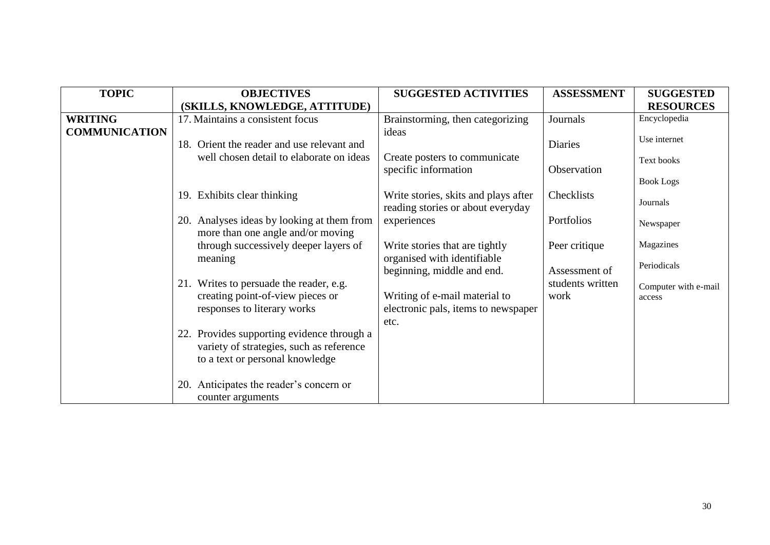| TOPIC | OBJECTIVES (SKILLS, KNOWLEDGE, ATTITUDE) | SUGGESTED ACTIVITIES | ASSESSMENT | SUGGESTED RESOURCES |
|---|---|---|---|---|
| **WRITING COMMUNICATION** | 17. Maintains a consistent focus<br><br>18. Orient the reader and use relevant and well chosen detail to elaborate on ideas<br><br>19. Exhibits clear thinking<br><br>20. Analyses ideas by looking at them from more than one angle and/or moving through successively deeper layers of meaning<br><br>21. Writes to persuade the reader, e.g. creating point-of-view pieces or responses to literary works<br><br>22. Provides supporting evidence through a variety of strategies, such as reference to a text or personal knowledge<br><br>20. Anticipates the reader's concern or counter arguments | Brainstorming, then categorizing ideas<br><br>Create posters to communicate specific information<br><br>Write stories, skits and plays after reading stories or about everyday experiences<br><br>Write stories that are tightly organised with identifiable beginning, middle and end.<br><br>Writing of e-mail material to electronic pals, items to newspaper etc. | Journals<br><br>Diaries<br><br>Observation<br><br>Checklists<br><br>Portfolios<br><br>Peer critique<br><br>Assessment of students written work | Encyclopedia<br><br>Use internet<br><br>Text books<br><br>Book Logs<br><br>Journals<br><br>Newspaper<br><br>Magazines<br><br>Periodicals<br><br>Computer with e-mail access |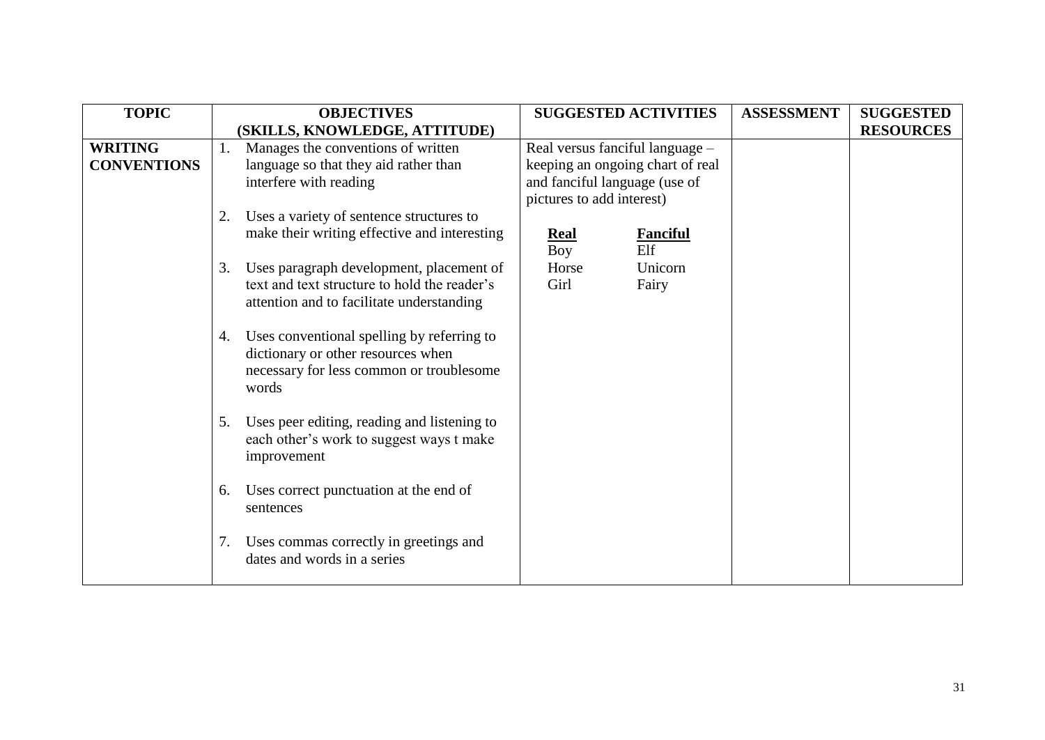| TOPIC | OBJECTIVES (SKILLS, KNOWLEDGE, ATTITUDE) | SUGGESTED ACTIVITIES | ASSESSMENT | SUGGESTED RESOURCES |
|---|---|---|---|---|
| **WRITING CONVENTIONS** | 1. Manages the conventions of written language so that they aid rather than interfere with reading<br><br>2. Uses a variety of sentence structures to make their writing effective and interesting<br><br>3. Uses paragraph development, placement of text and text structure to hold the reader's attention and to facilitate understanding<br><br>4. Uses conventional spelling by referring to dictionary or other resources when necessary for less common or troublesome words<br><br>5. Uses peer editing, reading and listening to each other's work to suggest ways t make improvement<br><br>6. Uses correct punctuation at the end of sentences<br><br>7. Uses commas correctly in greetings and dates and words in a series | Real versus fanciful language – keeping an ongoing chart of real and fanciful language (use of pictures to add interest)<br><br>**Real** – **Fanciful**<br>Boy – Elf<br>Horse – Unicorn<br>Girl – Fairy | | |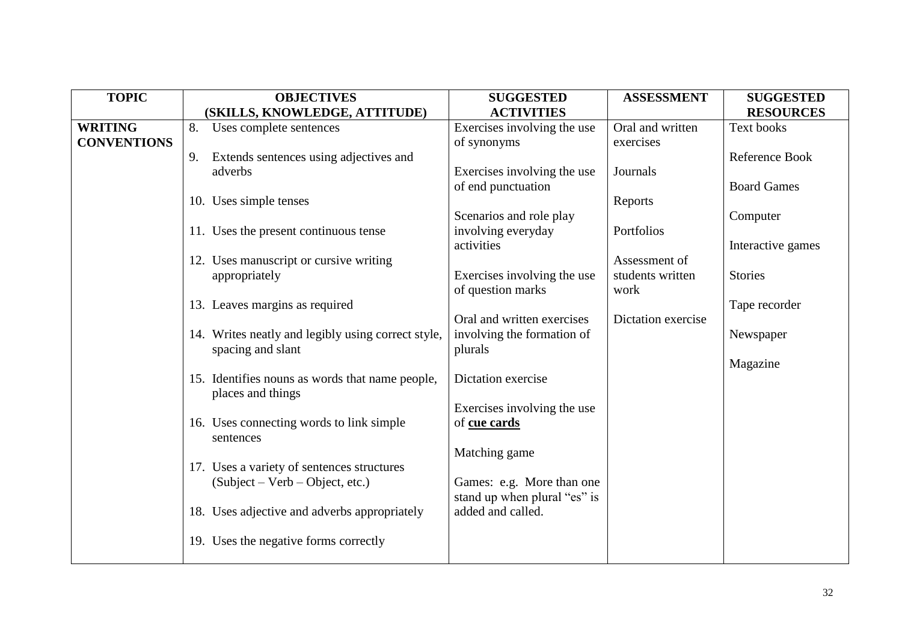| TOPIC | OBJECTIVES (SKILLS, KNOWLEDGE, ATTITUDE) | SUGGESTED ACTIVITIES | ASSESSMENT | SUGGESTED RESOURCES |
|---|---|---|---|---|
| **WRITING CONVENTIONS** | 8. Uses complete sentences<br><br>9. Extends sentences using adjectives and adverbs<br><br>10. Uses simple tenses<br><br>11. Uses the present continuous tense<br><br>12. Uses manuscript or cursive writing appropriately<br><br>13. Leaves margins as required<br><br>14. Writes neatly and legibly using correct style, spacing and slant<br><br>15. Identifies nouns as words that name people, places and things<br><br>16. Uses connecting words to link simple sentences<br><br>17. Uses a variety of sentences structures (Subject – Verb – Object, etc.)<br><br>18. Uses adjective and adverbs appropriately<br><br>19. Uses the negative forms correctly | Exercises involving the use of synonyms<br><br>Exercises involving the use of end punctuation<br><br>Scenarios and role play involving everyday activities<br><br>Exercises involving the use of question marks<br><br>Oral and written exercises involving the formation of plurals<br><br>Dictation exercise<br><br>Exercises involving the use of **<u>cue cards</u>**<br><br>Matching game<br><br>Games: e.g. More than one stand up when plural "es" is added and called. | Oral and written exercises<br><br>Journals<br><br>Reports<br><br>Portfolios<br><br>Assessment of students written work<br><br>Dictation exercise | Text books<br><br>Reference Book<br><br>Board Games<br><br>Computer<br><br>Interactive games<br><br>Stories<br><br>Tape recorder<br><br>Newspaper<br><br>Magazine |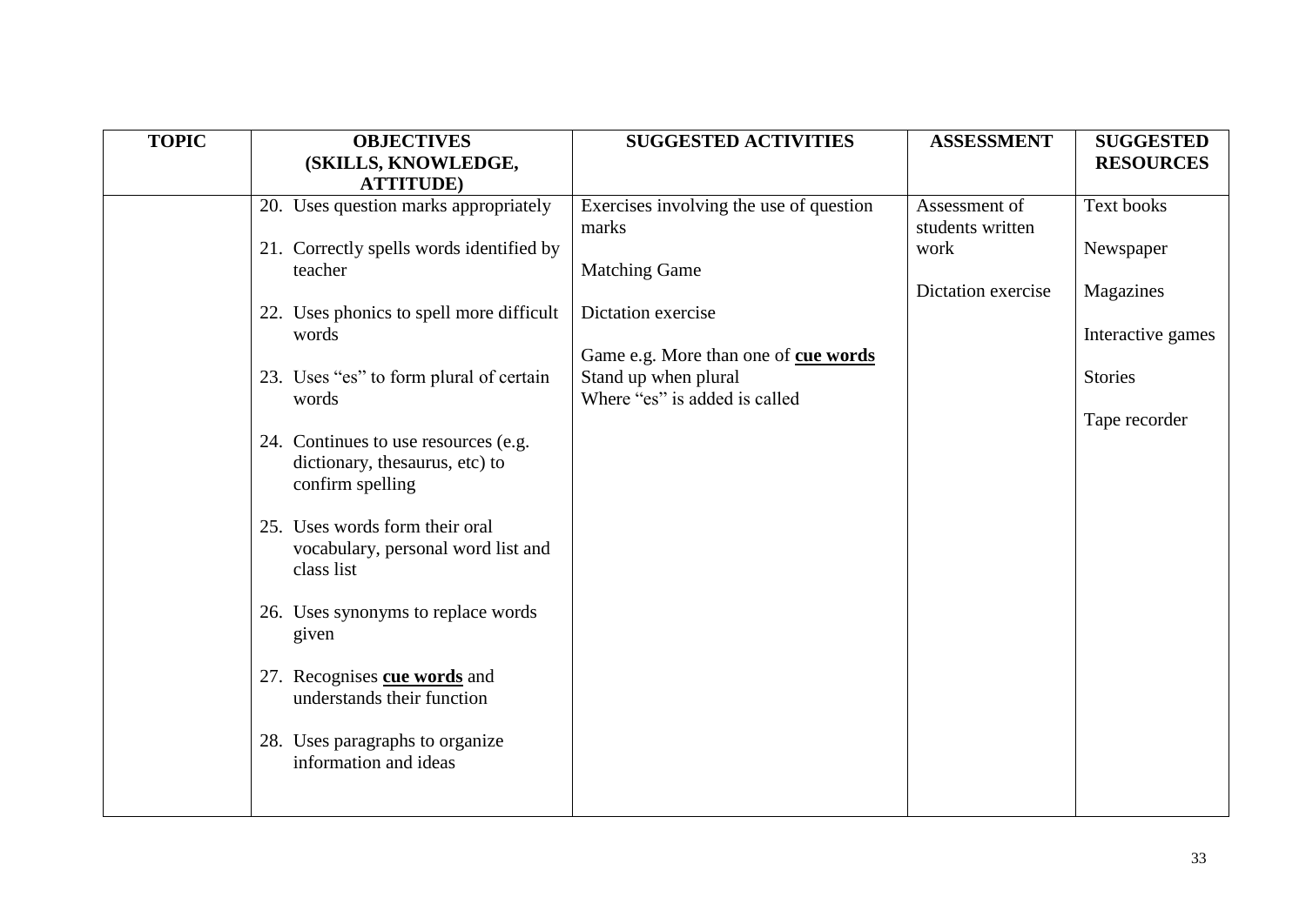| TOPIC | OBJECTIVES (SKILLS, KNOWLEDGE, ATTITUDE) | SUGGESTED ACTIVITIES | ASSESSMENT | SUGGESTED RESOURCES |
|---|---|---|---|---|
| | 20. Uses question marks appropriately<br><br>21. Correctly spells words identified by teacher<br><br>22. Uses phonics to spell more difficult words<br><br>23. Uses "es" to form plural of certain words<br><br>24. Continues to use resources (e.g. dictionary, thesaurus, etc) to confirm spelling<br><br>25. Uses words form their oral vocabulary, personal word list and class list<br><br>26. Uses synonyms to replace words given<br><br>27. Recognises **<u>cue words</u>** and understands their function<br><br>28. Uses paragraphs to organize information and ideas | Exercises involving the use of question marks<br><br>Matching Game<br><br>Dictation exercise<br><br>Game e.g. More than one of **<u>cue words</u>** Stand up when plural Where "es" is added is called | Assessment of students written work<br><br>Dictation exercise | Text books<br><br>Newspaper<br><br>Magazines<br><br>Interactive games<br><br>Stories<br><br>Tape recorder |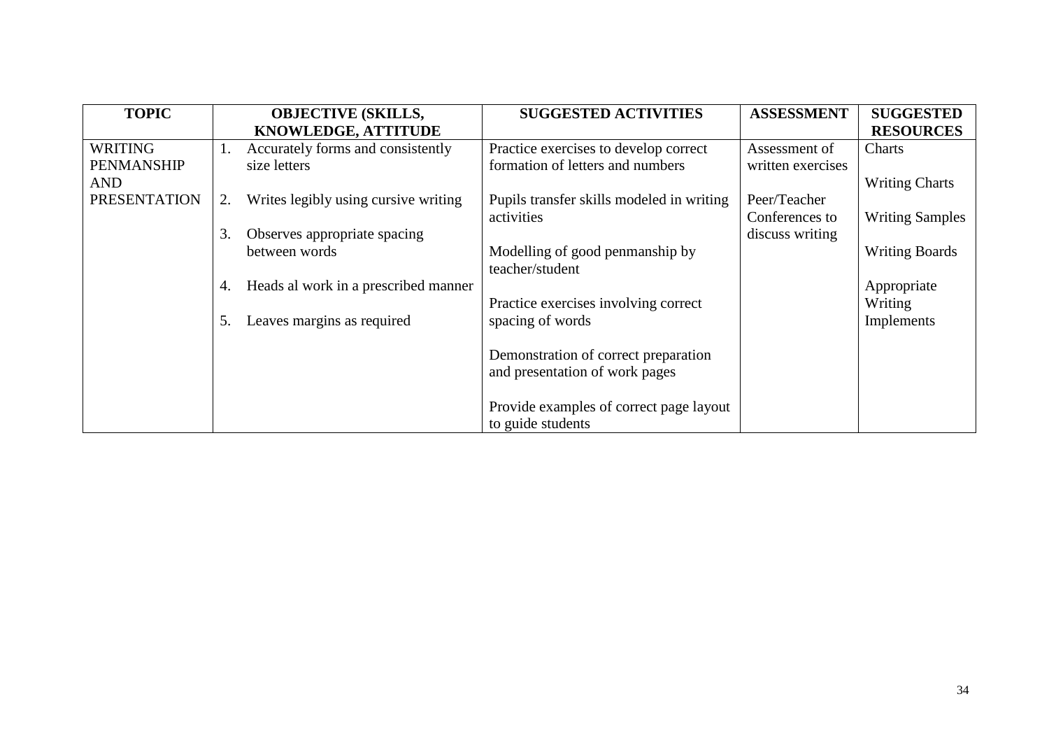| TOPIC | OBJECTIVE (SKILLS, KNOWLEDGE, ATTITUDE | SUGGESTED ACTIVITIES | ASSESSMENT | SUGGESTED RESOURCES |
|---|---|---|---|---|
| WRITING PENMANSHIP AND PRESENTATION | 1. Accurately forms and consistently size letters<br><br>2. Writes legibly using cursive writing<br><br>3. Observes appropriate spacing between words<br><br>4. Heads al work in a prescribed manner<br><br>5. Leaves margins as required | Practice exercises to develop correct formation of letters and numbers<br><br>Pupils transfer skills modeled in writing activities<br><br>Modelling of good penmanship by teacher/student<br><br>Practice exercises involving correct spacing of words<br><br>Demonstration of correct preparation and presentation of work pages<br><br>Provide examples of correct page layout to guide students | Assessment of written exercises<br><br>Peer/Teacher Conferences to discuss writing | Charts<br><br>Writing Charts<br><br>Writing Samples<br><br>Writing Boards<br><br>Appropriate Writing Implements |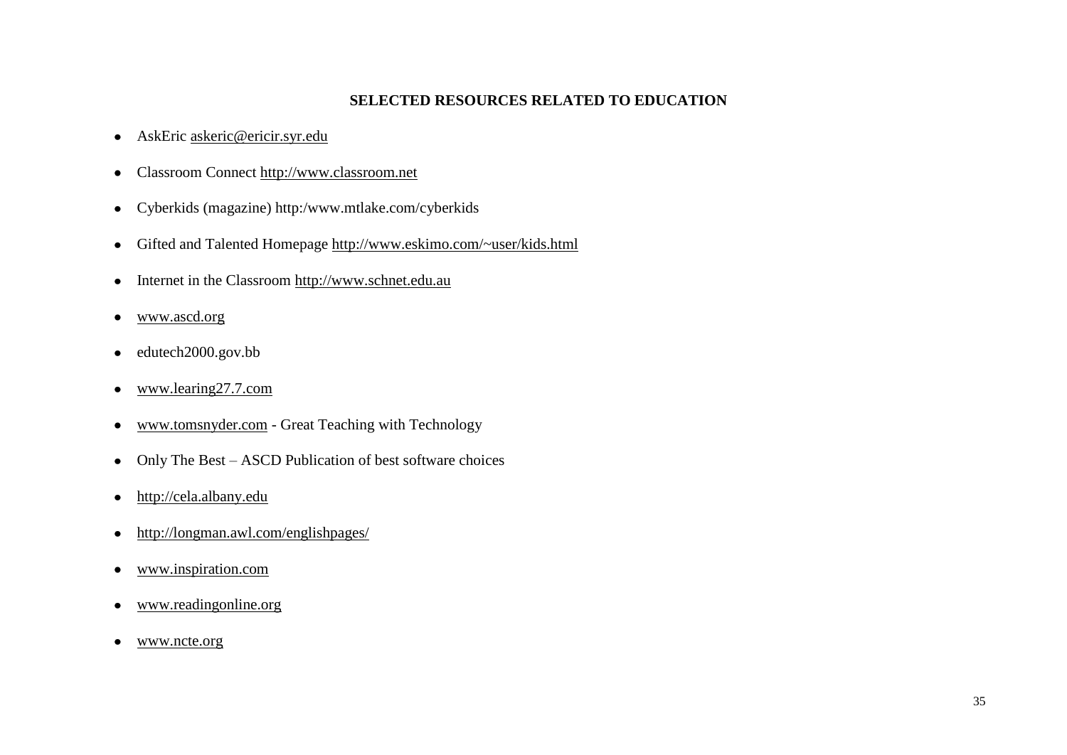## SELECTED RESOURCES RELATED TO EDUCATION

- AskEric askeric@ericir.syr.edu
- Classroom Connect http://www.classroom.net
- Cyberkids (magazine) http:/www.mtlake.com/cyberkids
- Gifted and Talented Homepage http://www.eskimo.com/~user/kids.html
- Internet in the Classroom http://www.schnet.edu.au
- www.ascd.org
- edutech2000.gov.bb
- www.learing27.7.com
- www.tomsnyder.com - Great Teaching with Technology
- Only The Best – ASCD Publication of best software choices
- http://cela.albany.edu
- http://longman.awl.com/englishpages/
- www.inspiration.com
- www.readingonline.org
- www.ncte.org